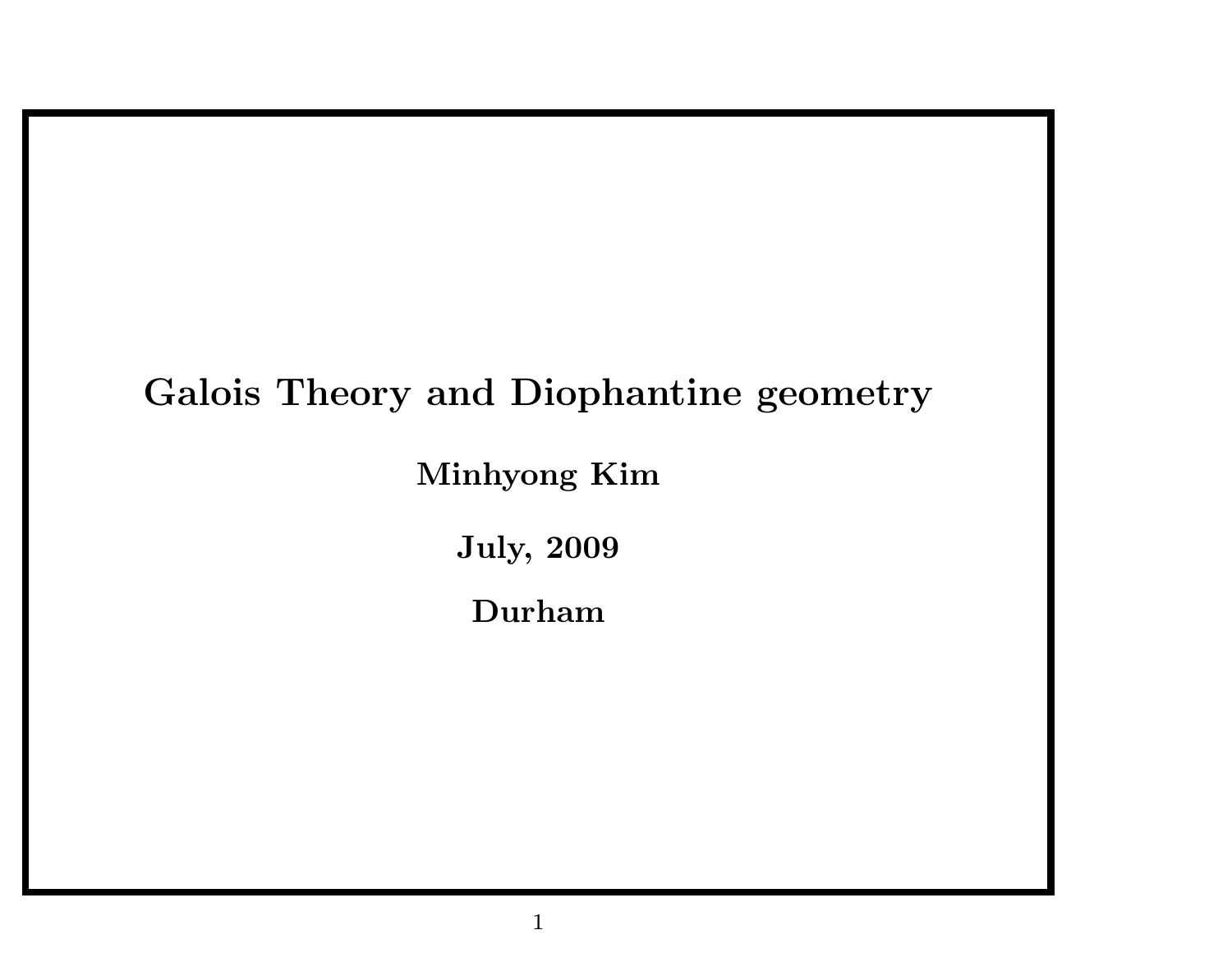# Galois Theory and Diophantine geometry

**Minhyong Kim**

**July, 2009**

**Durham**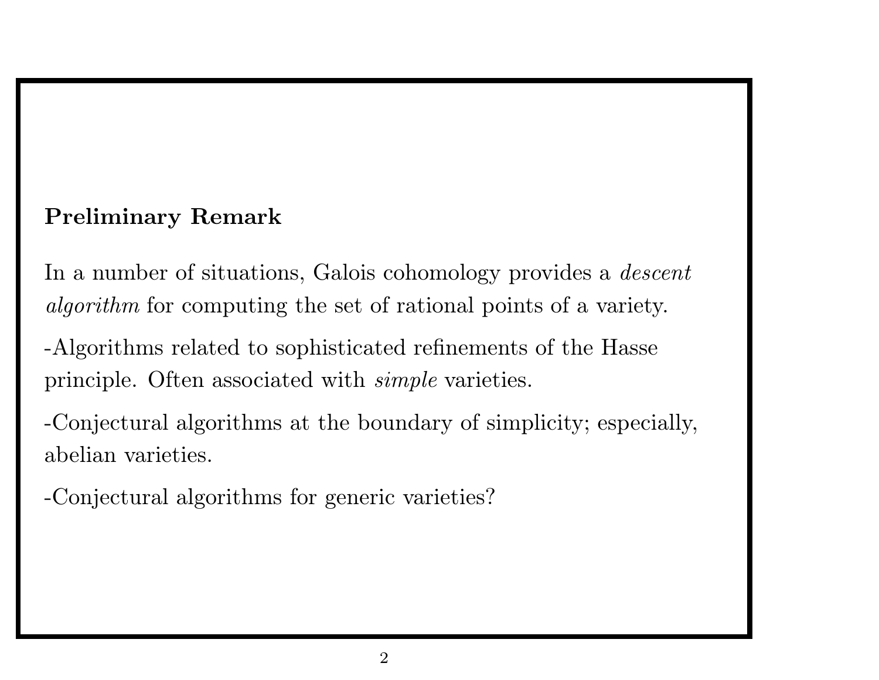**Preliminary Remark**

In a number of situations, Galois cohomology provides a *descent algorithm* for computing the set of rational points of a variety.

-Algorithms related to sophisticated refinements of the Hasse principle. Often associated with *simple* varieties.

-Conjectural algorithms at the boundary of simplicity; especially, abelian varieties.

-Conjectural algorithms for generic varieties?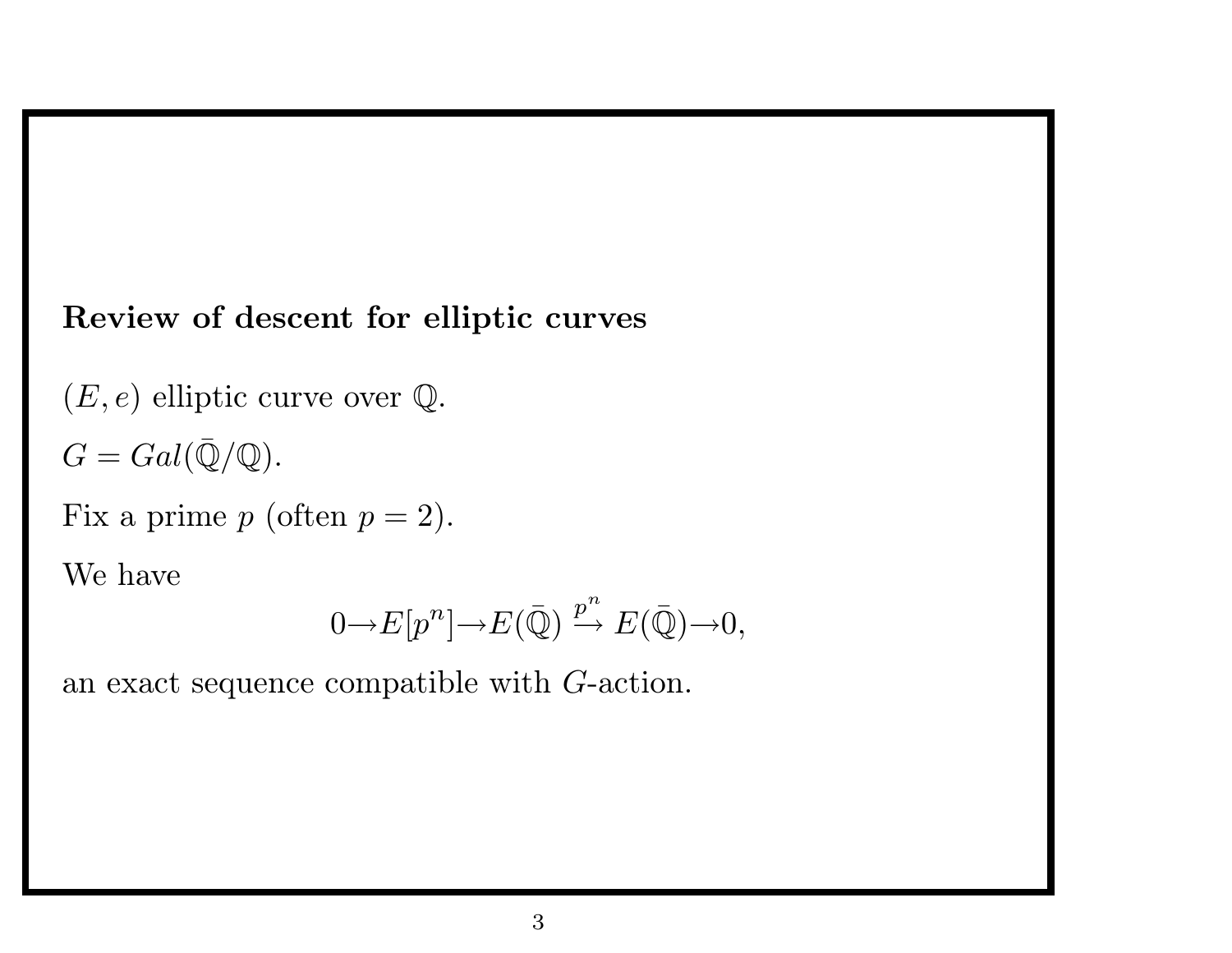## Review of descent for elliptic curves

$(E, e)$ elliptic curve over $\mathbb{Q}$.

$G = Gal(\bar{\mathbb{Q}}/\mathbb{Q})$.

Fix a prime $p$ (often $p = 2$).

We have

$$0 \rightarrow E[p^n] \rightarrow E(\bar{\mathbb{Q}}) \xrightarrow{p^n} E(\bar{\mathbb{Q}}) \rightarrow 0,$$

an exact sequence compatible with $G$-action.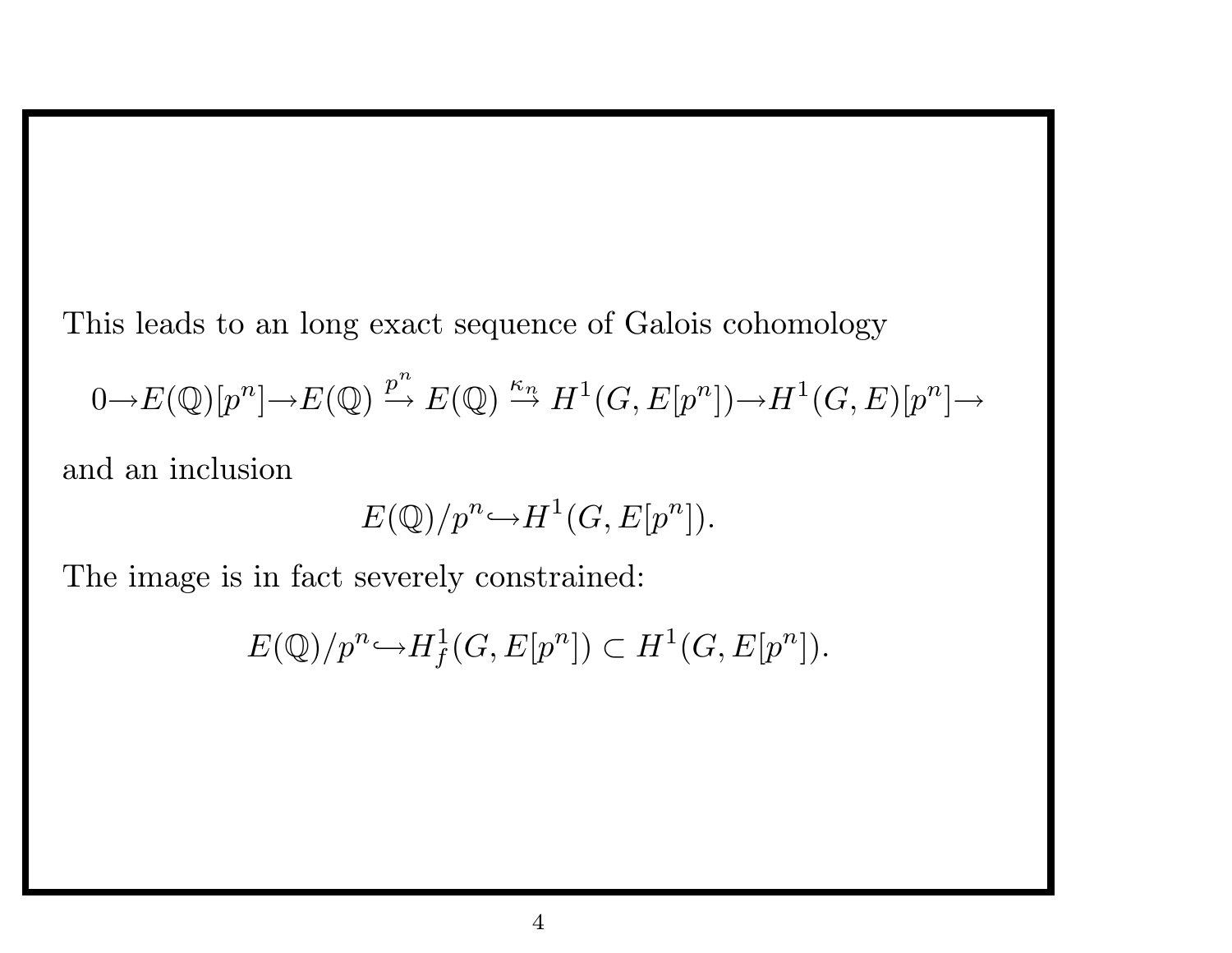This leads to an long exact sequence of Galois cohomology

$$0 \rightarrow E(\mathbb{Q})[p^n] \rightarrow E(\mathbb{Q}) \stackrel{p^n}{\rightarrow} E(\mathbb{Q}) \stackrel{\kappa_n}{\rightarrow} H^1(G, E[p^n]) \rightarrow H^1(G, E)[p^n] \rightarrow$$

and an inclusion

$$E(\mathbb{Q})/p^n \hookrightarrow H^1(G, E[p^n]).$$

The image is in fact severely constrained:

$$E(\mathbb{Q})/p^n \hookrightarrow H^1_f(G, E[p^n]) \subset H^1(G, E[p^n]).$$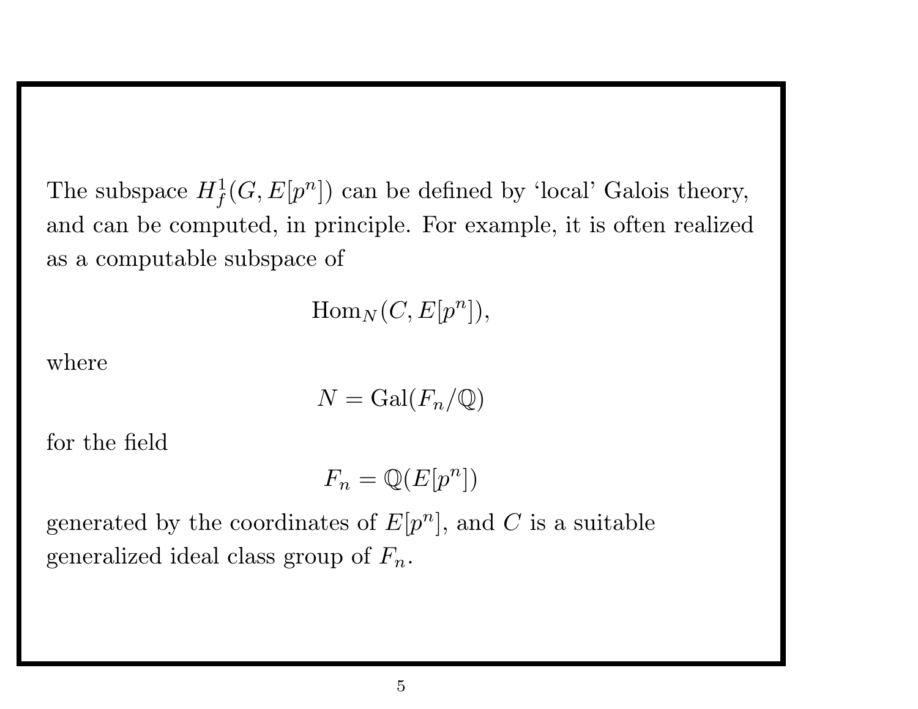The subspace $H^1_f(G, E[p^n])$ can be defined by 'local' Galois theory, and can be computed, in principle. For example, it is often realized as a computable subspace of

$$\mathrm{Hom}_N(C, E[p^n]),$$

where

$$N = \mathrm{Gal}(F_n/\mathbb{Q})$$

for the field

$$F_n = \mathbb{Q}(E[p^n])$$

generated by the coordinates of $E[p^n]$, and $C$ is a suitable generalized ideal class group of $F_n$.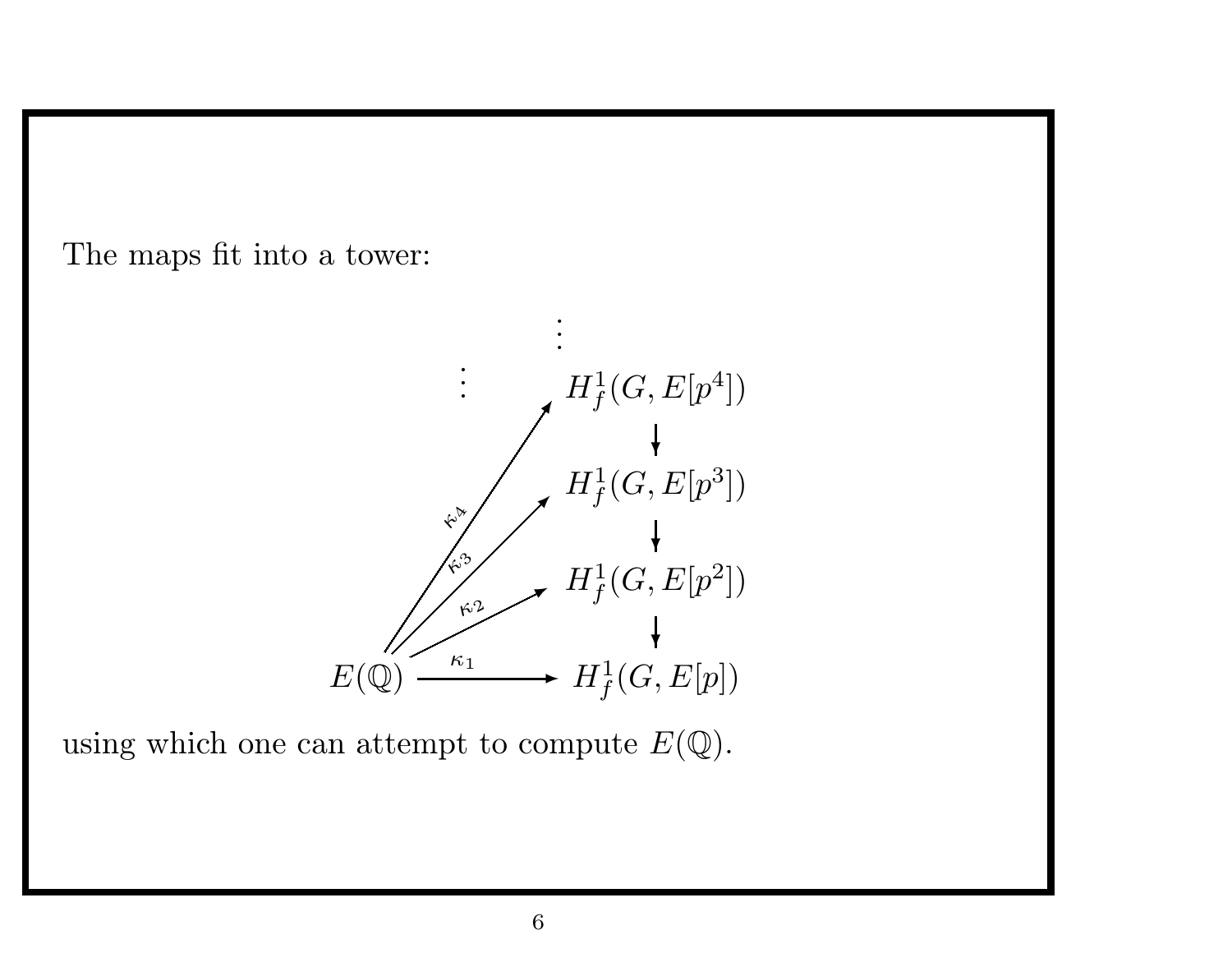The maps fit into a tower:

$$
\begin{array}{ccc}
 & \vdots & \vdots \\
 & & H^1_f(G, E[p^4]) \\
 & \overset{\kappa_4}{\nearrow} & \downarrow \\
 & & H^1_f(G, E[p^3]) \\
 & \overset{\kappa_3}{\nearrow} & \downarrow \\
 & & H^1_f(G, E[p^2]) \\
 & \overset{\kappa_2}{\nearrow} & \downarrow \\
E(\mathbb{Q}) & \xrightarrow{\kappa_1} & H^1_f(G, E[p])
\end{array}
$$

using which one can attempt to compute $E(\mathbb{Q})$.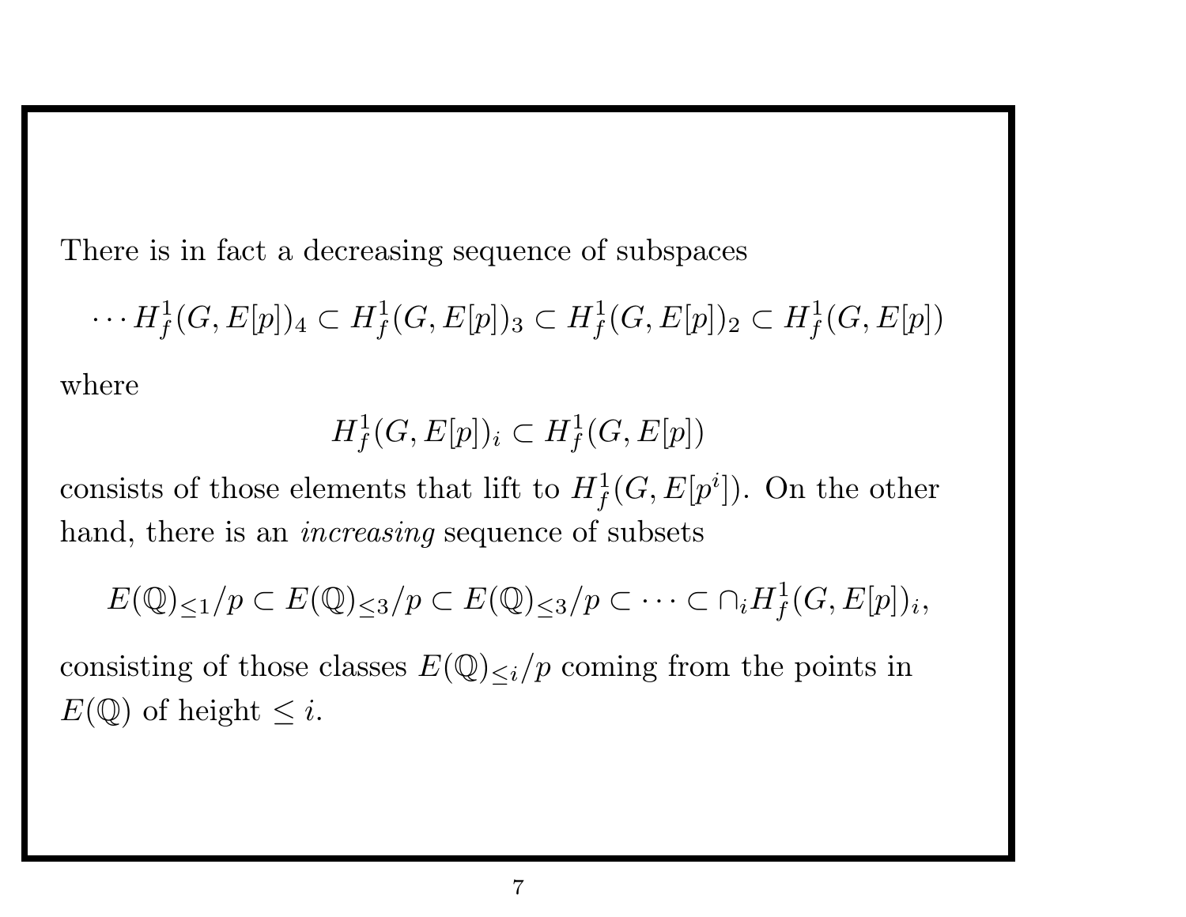There is in fact a decreasing sequence of subspaces

$$\cdots H^1_f(G, E[p])_4 \subset H^1_f(G, E[p])_3 \subset H^1_f(G, E[p])_2 \subset H^1_f(G, E[p])$$

where

$$H^1_f(G, E[p])_i \subset H^1_f(G, E[p])$$

consists of those elements that lift to $H^1_f(G, E[p^i])$. On the other hand, there is an *increasing* sequence of subsets

$$E(\mathbb{Q})_{\leq 1}/p \subset E(\mathbb{Q})_{\leq 3}/p \subset E(\mathbb{Q})_{\leq 3}/p \subset \cdots \subset \cap_i H^1_f(G, E[p])_i,$$

consisting of those classes $E(\mathbb{Q})_{\leq i}/p$ coming from the points in $E(\mathbb{Q})$ of height $\leq i$.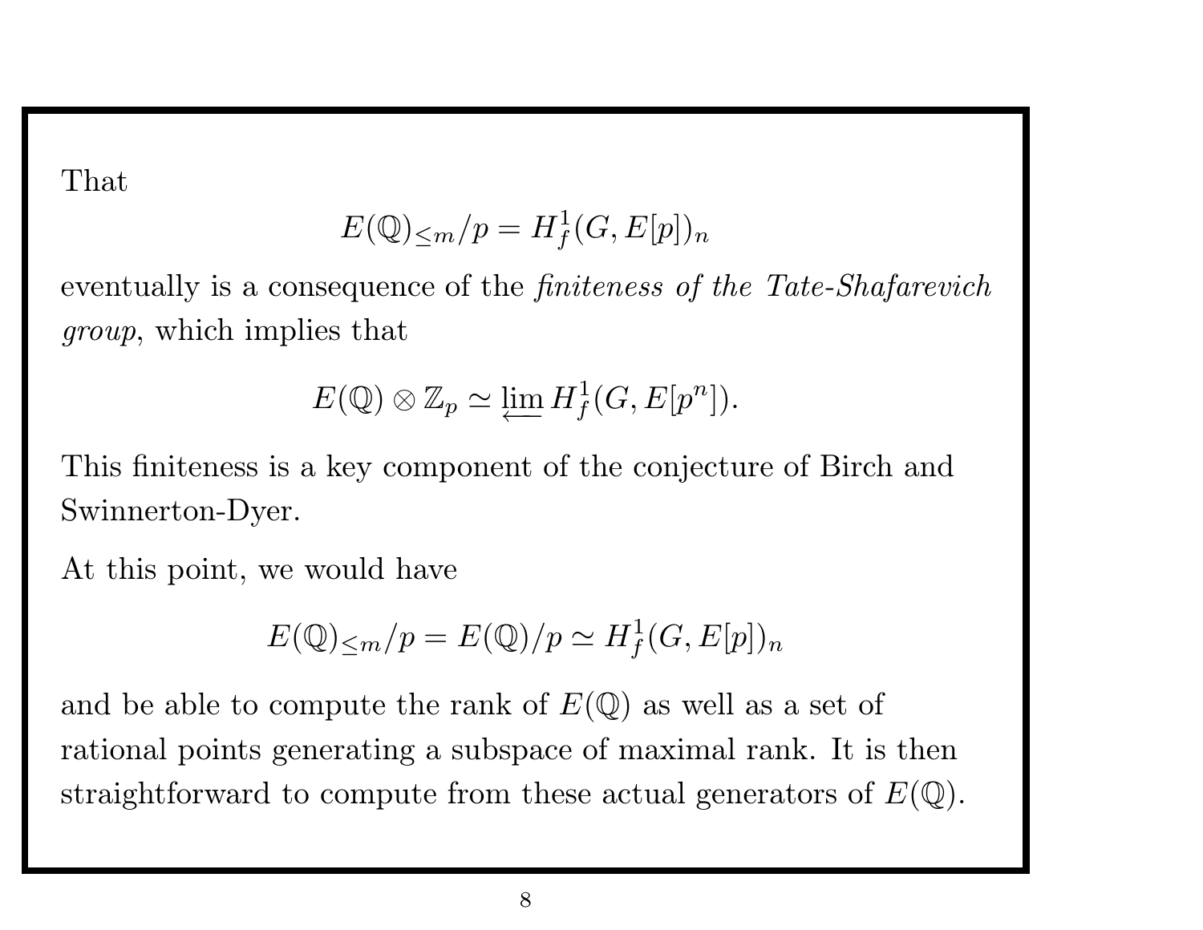That

$$E(\mathbb{Q})_{\leq m}/p = H^1_f(G, E[p])_n$$

eventually is a consequence of the *finiteness of the Tate-Shafarevich group*, which implies that

$$E(\mathbb{Q}) \otimes \mathbb{Z}_p \simeq \varprojlim H^1_f(G, E[p^n]).$$

This finiteness is a key component of the conjecture of Birch and Swinnerton-Dyer.

At this point, we would have

$$E(\mathbb{Q})_{\leq m}/p = E(\mathbb{Q})/p \simeq H^1_f(G, E[p])_n$$

and be able to compute the rank of $E(\mathbb{Q})$ as well as a set of rational points generating a subspace of maximal rank. It is then straightforward to compute from these actual generators of $E(\mathbb{Q})$.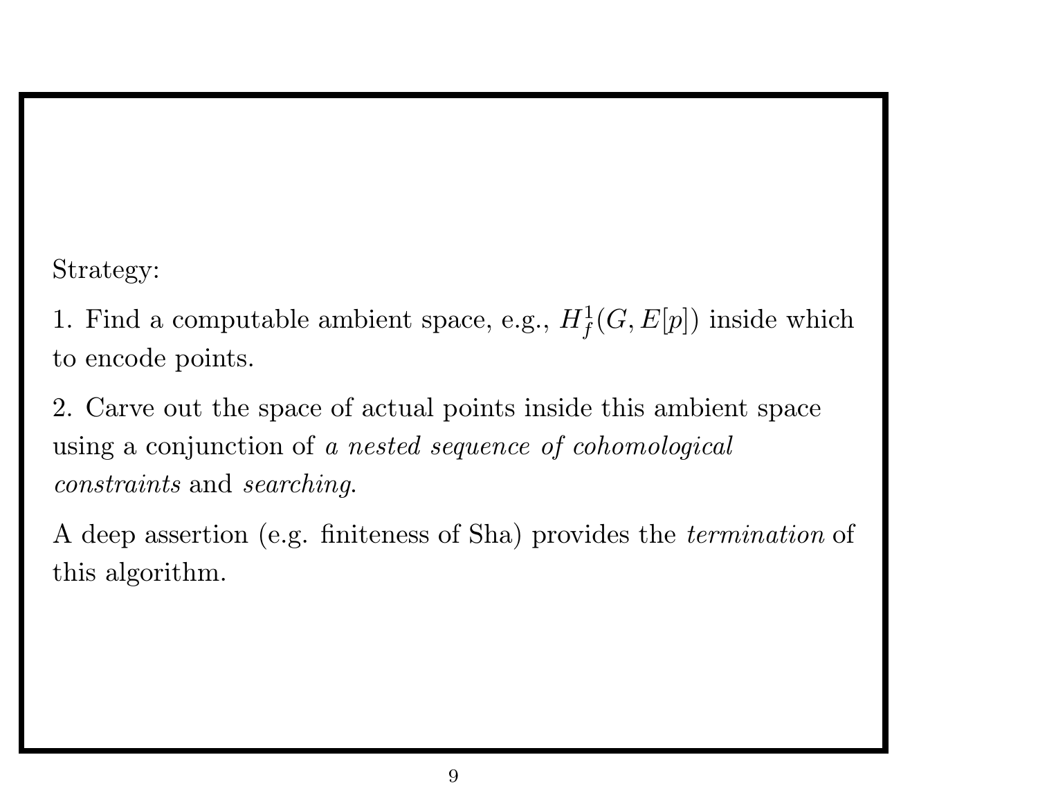Strategy:

1. Find a computable ambient space, e.g., $H^1_f(G, E[p])$ inside which to encode points.

2. Carve out the space of actual points inside this ambient space using a conjunction of *a nested sequence of cohomological constraints* and *searching*.

A deep assertion (e.g. finiteness of Sha) provides the *termination* of this algorithm.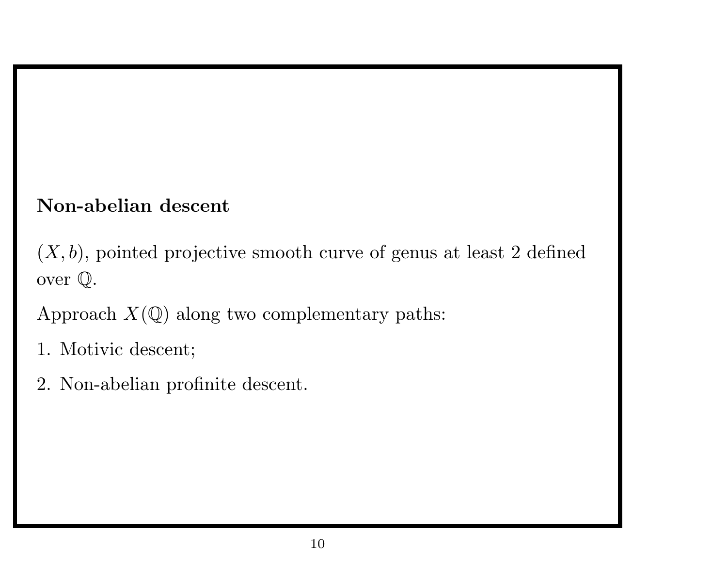**Non-abelian descent**

$(X, b)$, pointed projective smooth curve of genus at least 2 defined over $\mathbb{Q}$.

Approach $X(\mathbb{Q})$ along two complementary paths:

1. Motivic descent;
2. Non-abelian profinite descent.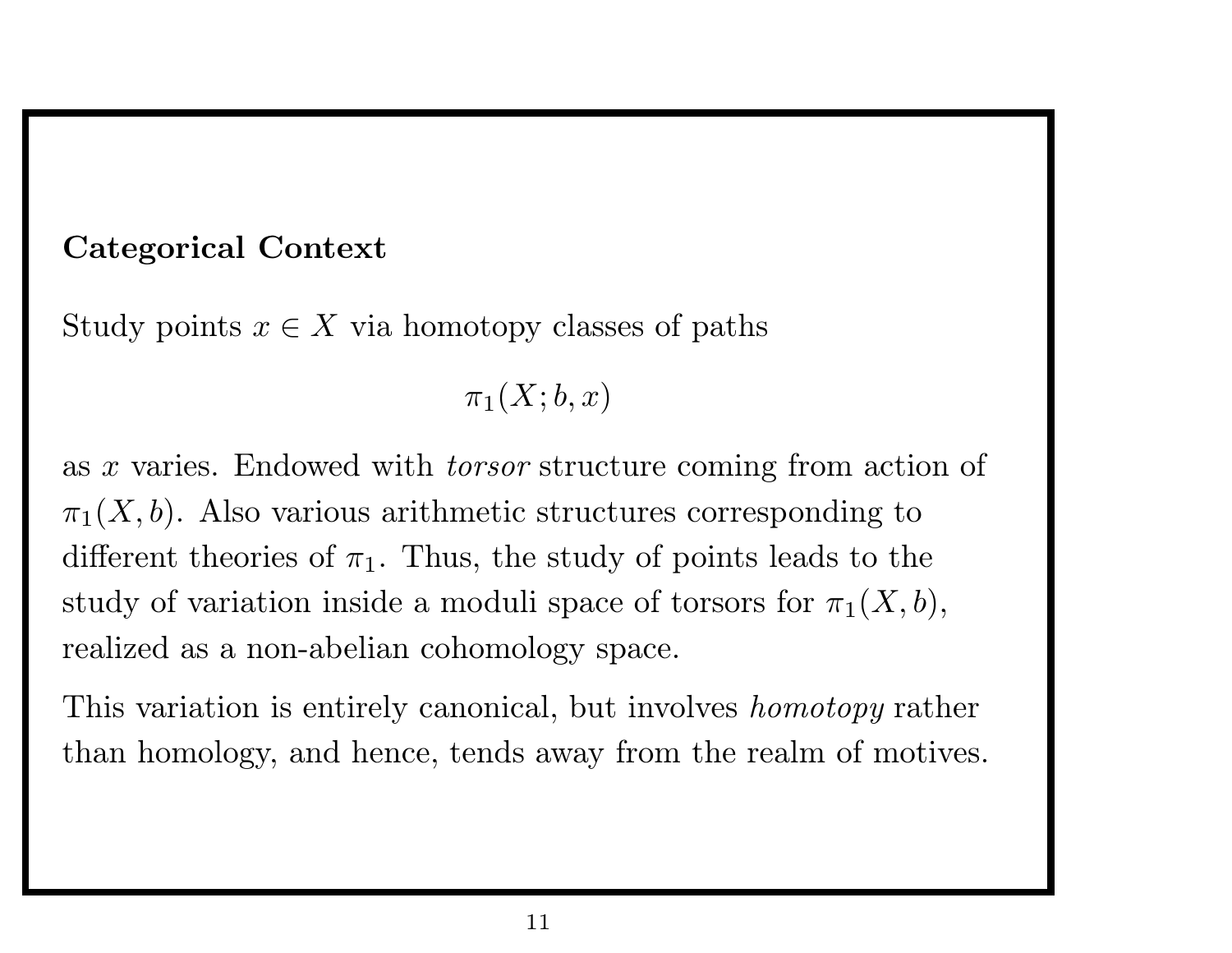**Categorical Context**

Study points $x \in X$ via homotopy classes of paths

$$\pi_1(X; b, x)$$

as $x$ varies. Endowed with *torsor* structure coming from action of $\pi_1(X, b)$. Also various arithmetic structures corresponding to different theories of $\pi_1$. Thus, the study of points leads to the study of variation inside a moduli space of torsors for $\pi_1(X, b)$, realized as a non-abelian cohomology space.

This variation is entirely canonical, but involves *homotopy* rather than homology, and hence, tends away from the realm of motives.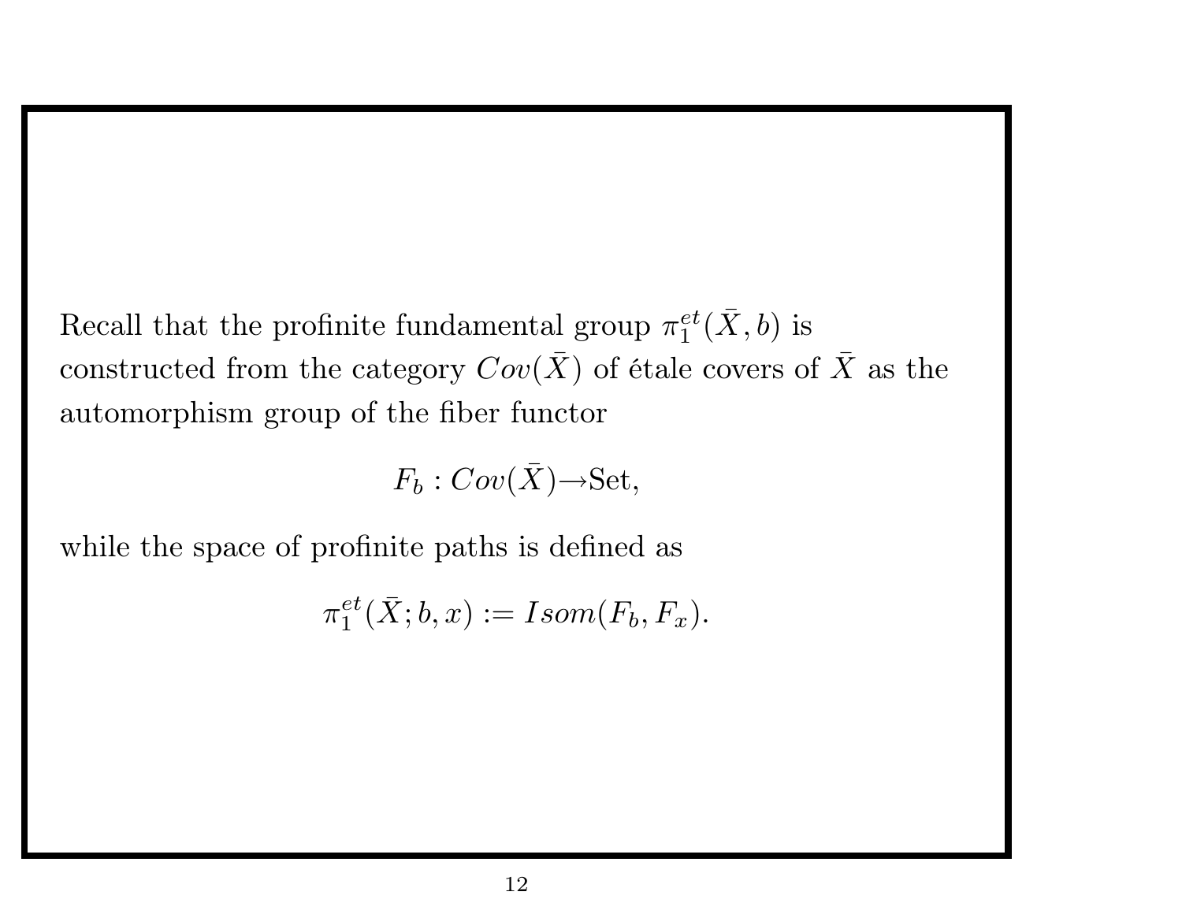Recall that the profinite fundamental group $\pi_1^{et}(\bar{X}, b)$ is constructed from the category $Cov(\bar{X})$ of étale covers of $\bar{X}$ as the automorphism group of the fiber functor

$$F_b : Cov(\bar{X}) \rightarrow \text{Set},$$

while the space of profinite paths is defined as

$$\pi_1^{et}(\bar{X}; b, x) := Isom(F_b, F_x).$$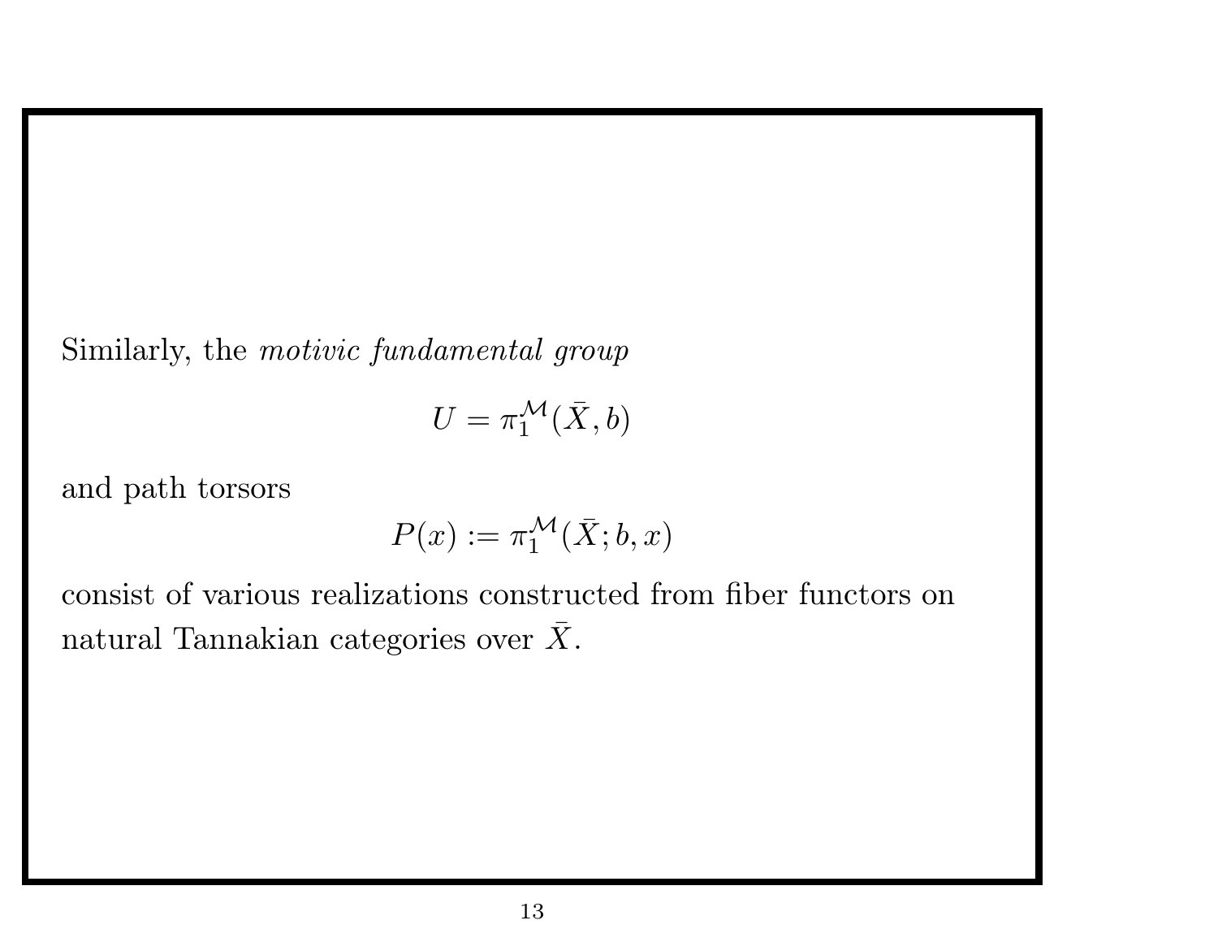Similarly, the *motivic fundamental group*

$$U = \pi_1^{\mathcal{M}}(\bar{X}, b)$$

and path torsors

$$P(x) := \pi_1^{\mathcal{M}}(\bar{X}; b, x)$$

consist of various realizations constructed from fiber functors on natural Tannakian categories over $\bar{X}$.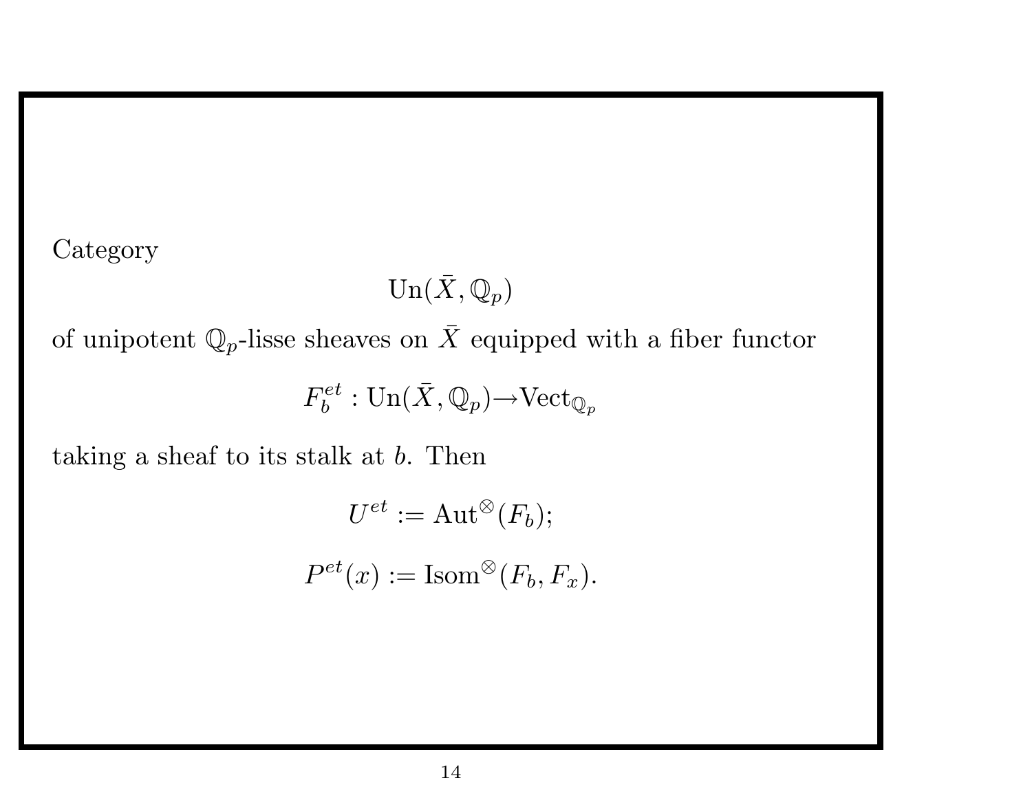Category

$$\mathrm{Un}(\bar{X}, \mathbb{Q}_p)$$

of unipotent $\mathbb{Q}_p$-lisse sheaves on $\bar{X}$ equipped with a fiber functor

$$F_b^{et} : \mathrm{Un}(\bar{X}, \mathbb{Q}_p) \rightarrow \mathrm{Vect}_{\mathbb{Q}_p}$$

taking a sheaf to its stalk at $b$. Then

$$U^{et} := \mathrm{Aut}^{\otimes}(F_b);$$

$$P^{et}(x) := \mathrm{Isom}^{\otimes}(F_b, F_x).$$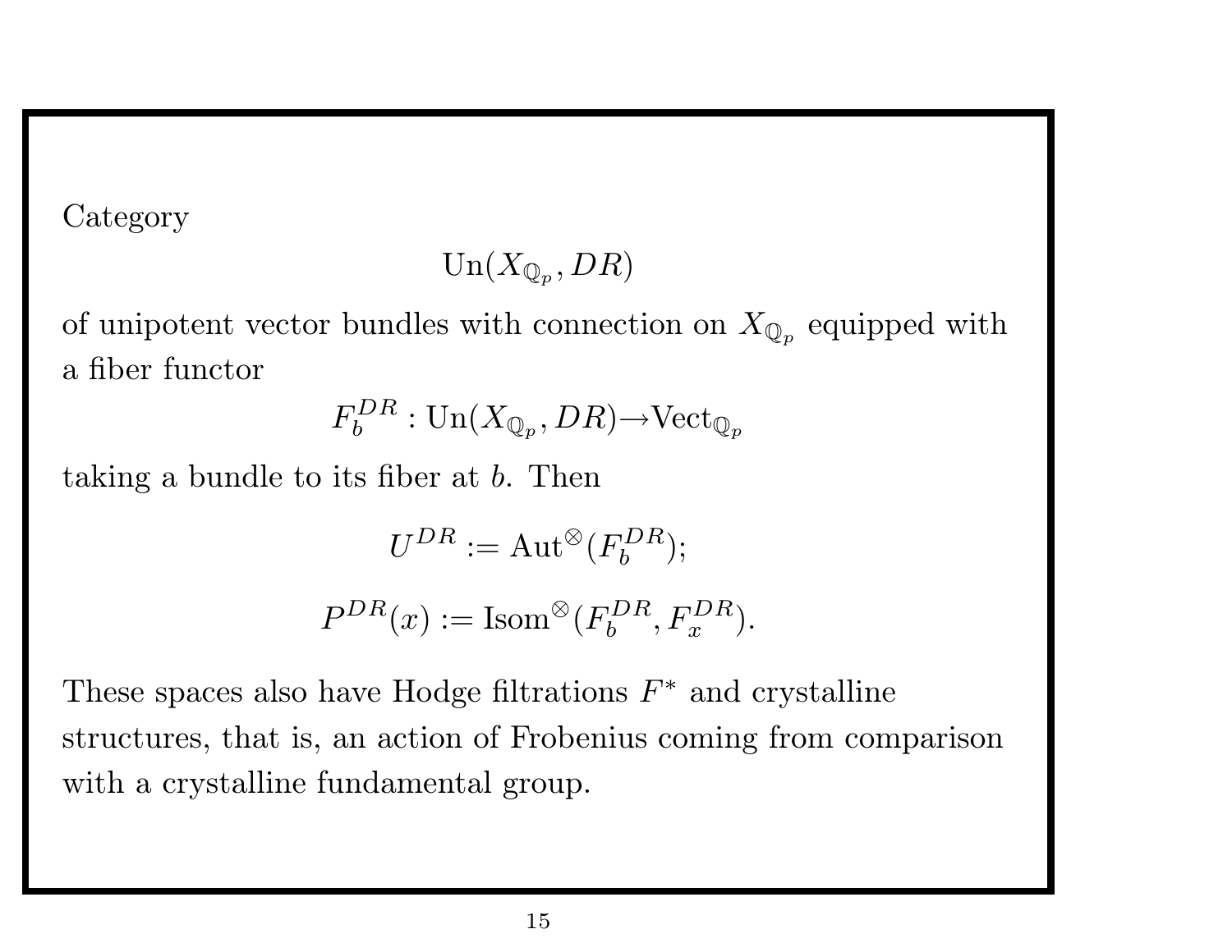Category

$$\mathrm{Un}(X_{\mathbb{Q}_p}, DR)$$

of unipotent vector bundles with connection on $X_{\mathbb{Q}_p}$ equipped with a fiber functor

$$F_b^{DR} : \mathrm{Un}(X_{\mathbb{Q}_p}, DR) \rightarrow \mathrm{Vect}_{\mathbb{Q}_p}$$

taking a bundle to its fiber at $b$. Then

$$U^{DR} := \mathrm{Aut}^{\otimes}(F_b^{DR});$$

$$P^{DR}(x) := \mathrm{Isom}^{\otimes}(F_b^{DR}, F_x^{DR}).$$

These spaces also have Hodge filtrations $F^*$ and crystalline structures, that is, an action of Frobenius coming from comparison with a crystalline fundamental group.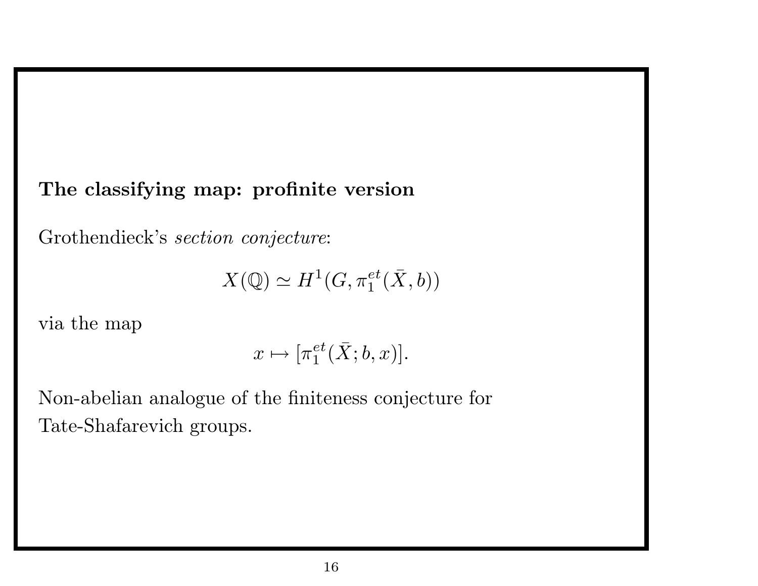## The classifying map: profinite version

Grothendieck's *section conjecture*:

$$X(\mathbb{Q}) \simeq H^1(G, \pi_1^{et}(\bar{X}, b))$$

via the map

$$x \mapsto [\pi_1^{et}(\bar{X}; b, x)].$$

Non-abelian analogue of the finiteness conjecture for Tate-Shafarevich groups.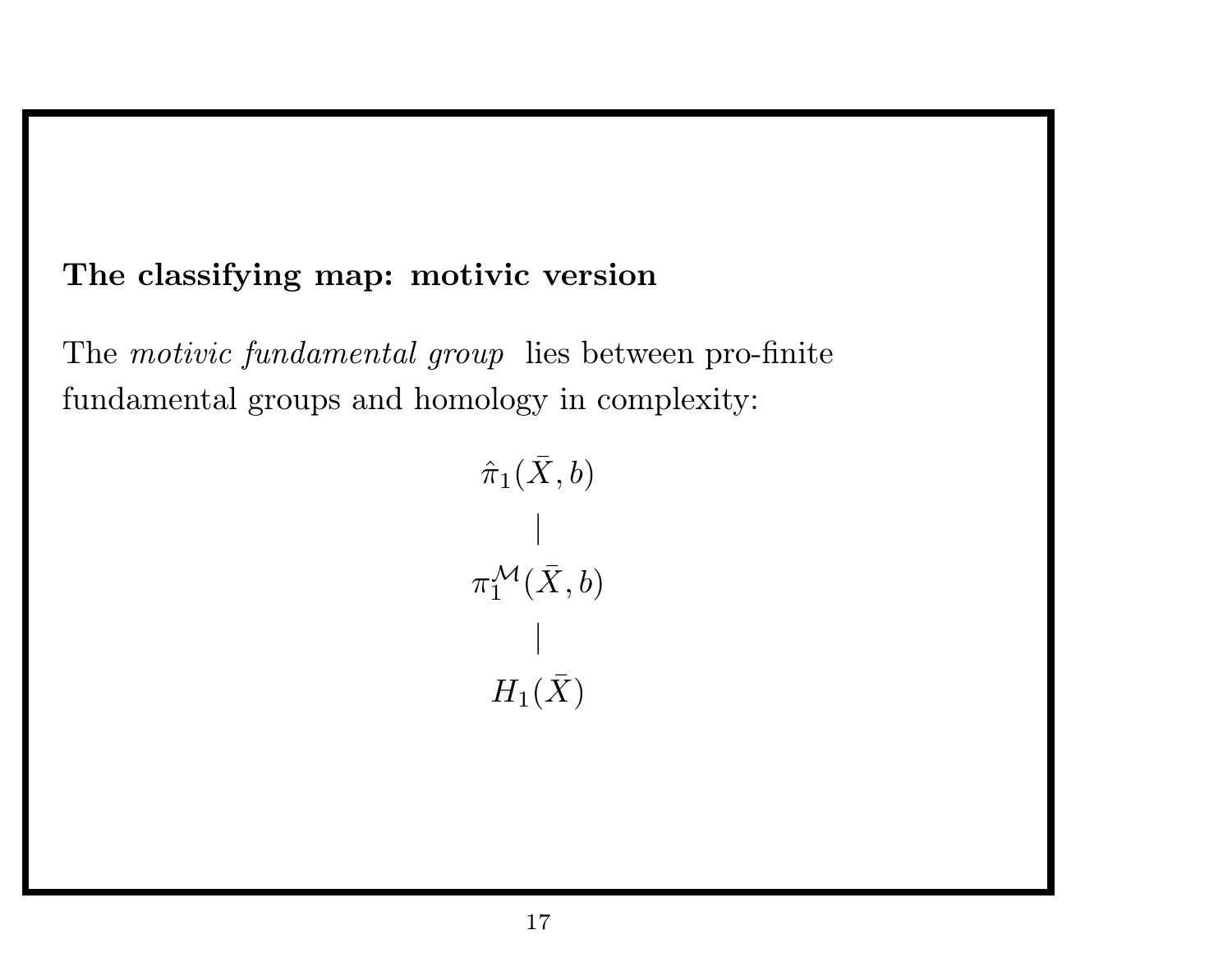**The classifying map: motivic version**

The *motivic fundamental group* lies between pro-finite fundamental groups and homology in complexity:

$$
\begin{array}{c}
\hat{\pi}_1(\bar{X}, b) \\
| \\
\pi_1^{\mathcal{M}}(\bar{X}, b) \\
| \\
H_1(\bar{X})
\end{array}
$$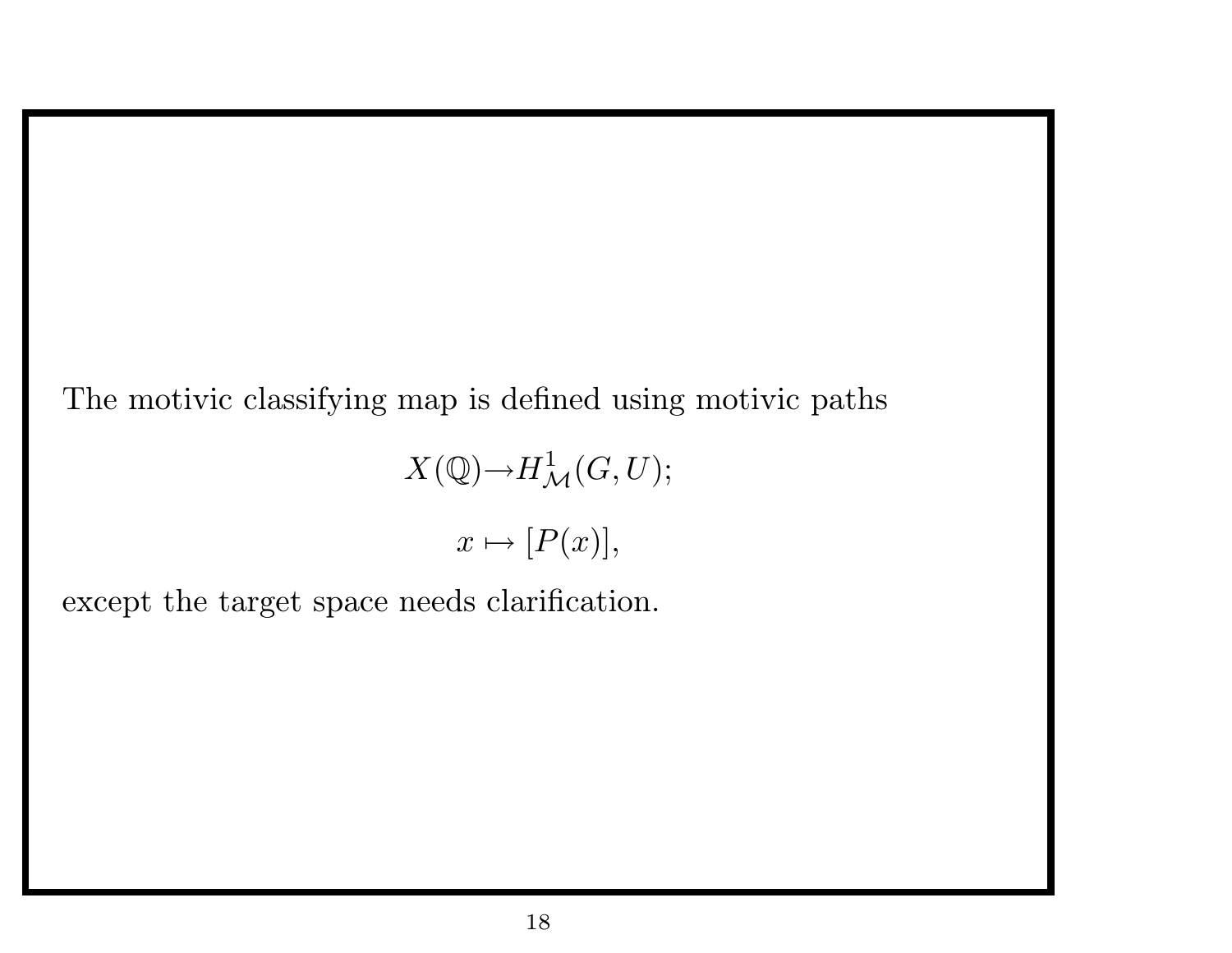The motivic classifying map is defined using motivic paths

$$X(\mathbb{Q}) \rightarrow H^1_{\mathcal{M}}(G, U);$$

$$x \mapsto [P(x)],$$

except the target space needs clarification.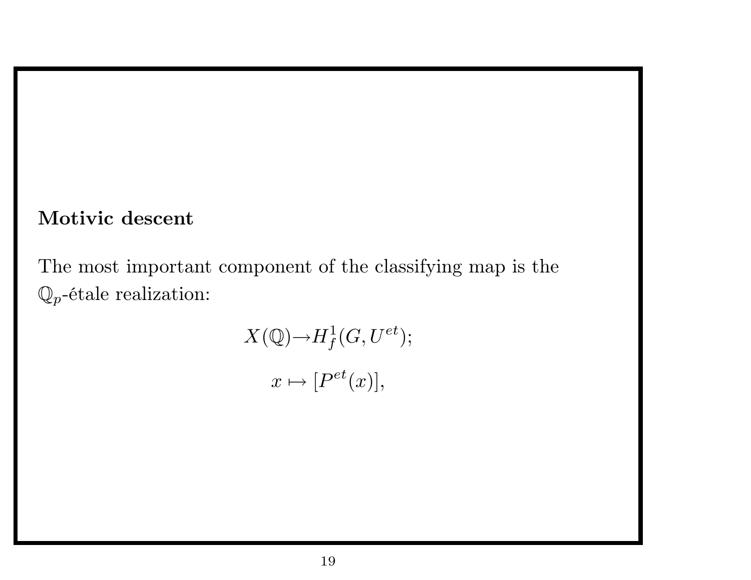## Motivic descent

The most important component of the classifying map is the $\mathbb{Q}_p$-étale realization:

$$X(\mathbb{Q}) \rightarrow H^1_f(G, U^{et});$$

$$x \mapsto [P^{et}(x)],$$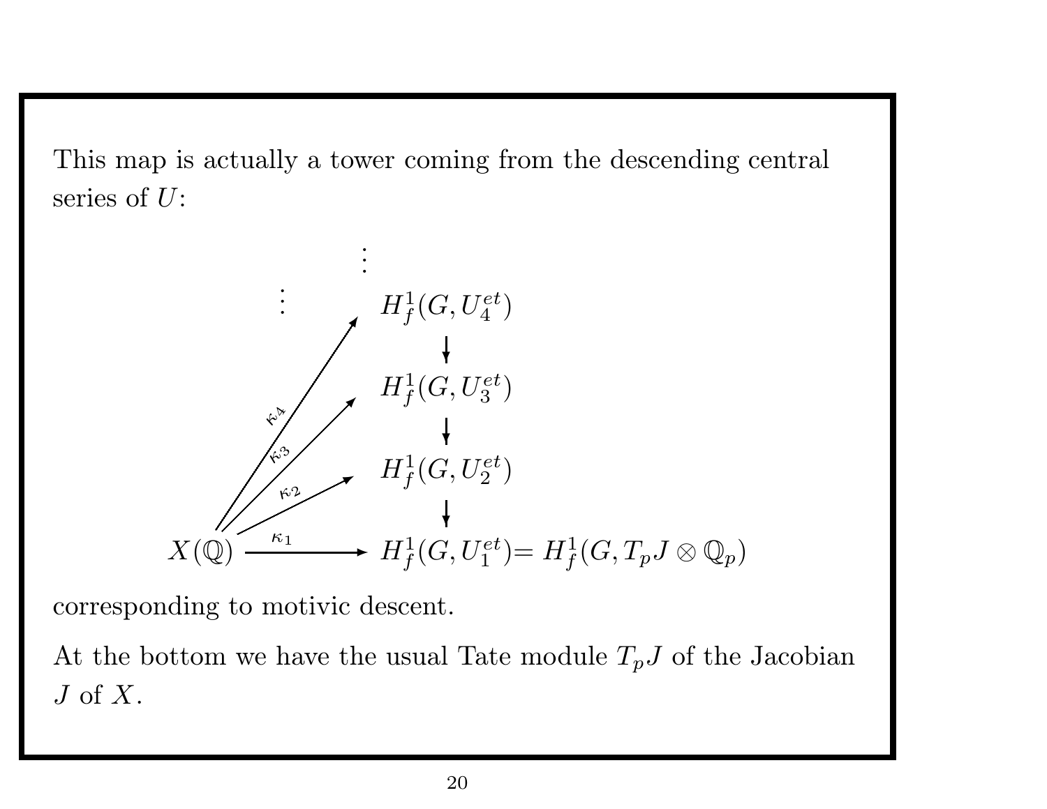This map is actually a tower coming from the descending central series of $U$:

$$
\begin{array}{ccc}
 & \vdots & \vdots \\
 & & H^1_f(G, U_4^{et}) \\
 & \nearrow^{\kappa_4} & \downarrow \\
 & & H^1_f(G, U_3^{et}) \\
 & \nearrow^{\kappa_3} & \downarrow \\
 & & H^1_f(G, U_2^{et}) \\
 & \nearrow^{\kappa_2} & \downarrow \\
X(\mathbb{Q}) & \xrightarrow{\kappa_1} & H^1_f(G, U_1^{et}) = H^1_f(G, T_pJ \otimes \mathbb{Q}_p)
\end{array}
$$

corresponding to motivic descent.

At the bottom we have the usual Tate module $T_pJ$ of the Jacobian $J$ of $X$.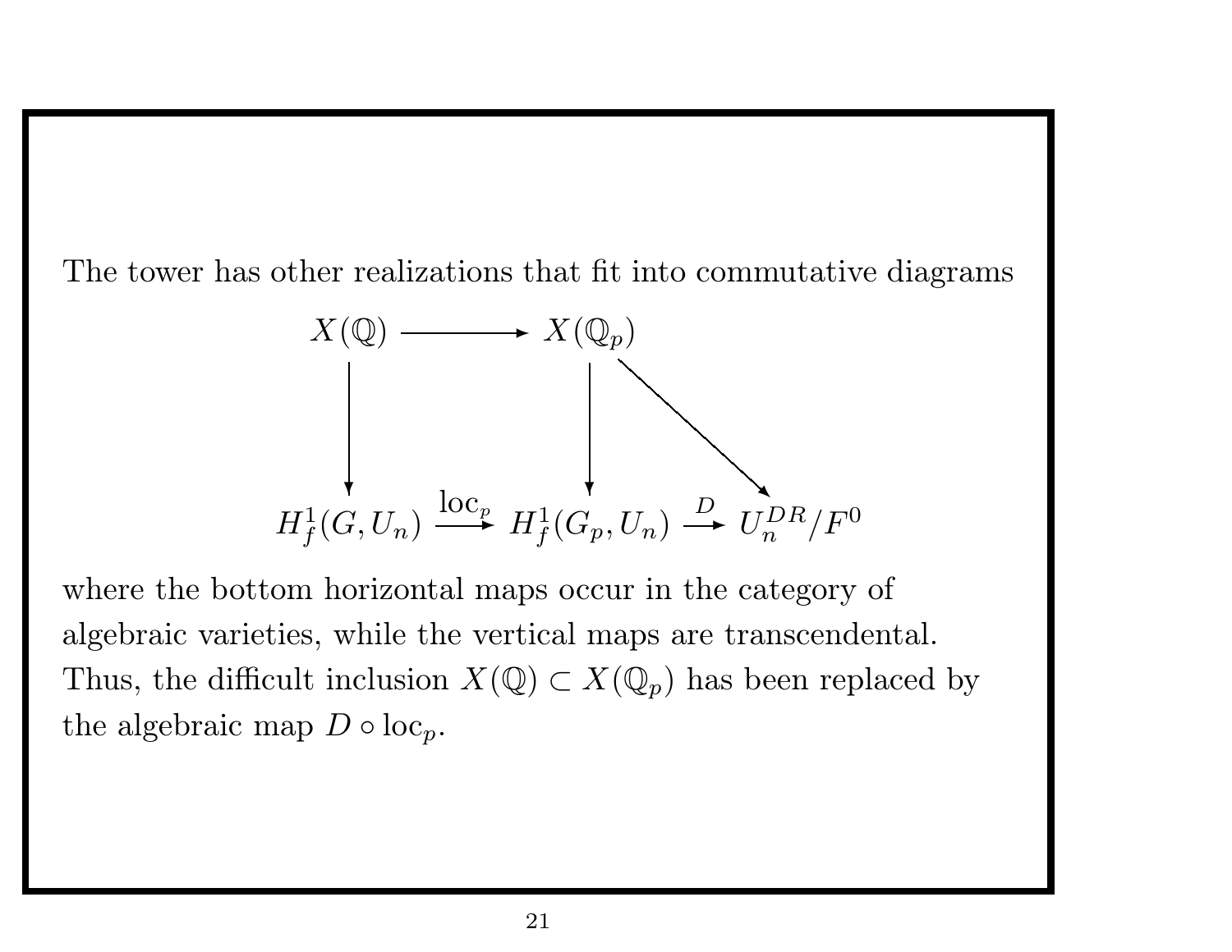The tower has other realizations that fit into commutative diagrams

$$
\begin{array}{ccccc}
X(\mathbb{Q}) & \longrightarrow & X(\mathbb{Q}_p) & & \\
\downarrow & & \downarrow & \searrow & \\
H^1_f(G, U_n) & \xrightarrow{\mathrm{loc}_p} & H^1_f(G_p, U_n) & \xrightarrow{D} & U_n^{DR}/F^0
\end{array}
$$

where the bottom horizontal maps occur in the category of algebraic varieties, while the vertical maps are transcendental. Thus, the difficult inclusion $X(\mathbb{Q}) \subset X(\mathbb{Q}_p)$ has been replaced by the algebraic map $D \circ \mathrm{loc}_p$.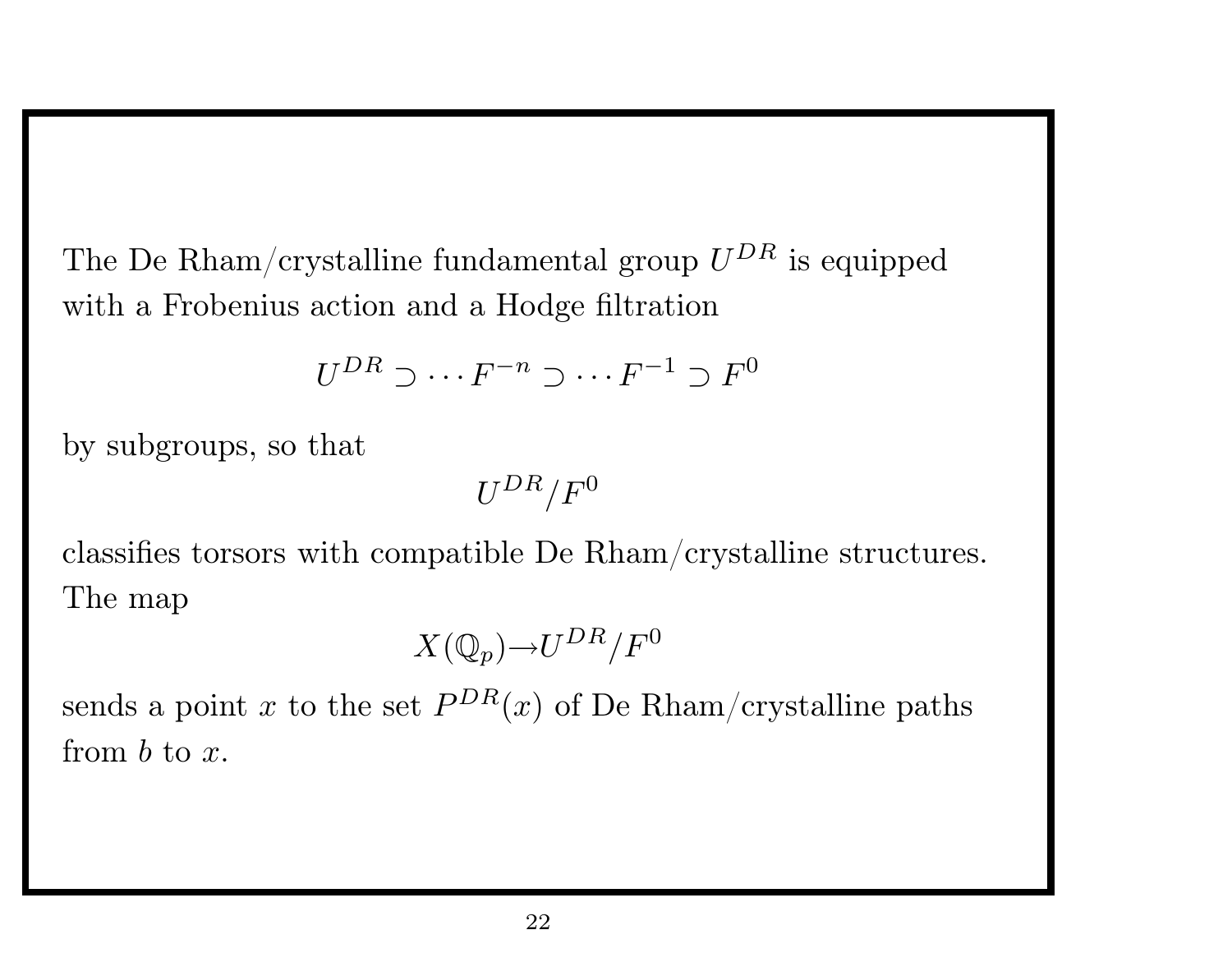The De Rham/crystalline fundamental group $U^{DR}$ is equipped with a Frobenius action and a Hodge filtration

$$U^{DR} \supset \cdots F^{-n} \supset \cdots F^{-1} \supset F^0$$

by subgroups, so that

$$U^{DR}/F^0$$

classifies torsors with compatible De Rham/crystalline structures. The map

$$X(\mathbb{Q}_p) \rightarrow U^{DR}/F^0$$

sends a point $x$ to the set $P^{DR}(x)$ of De Rham/crystalline paths from $b$ to $x$.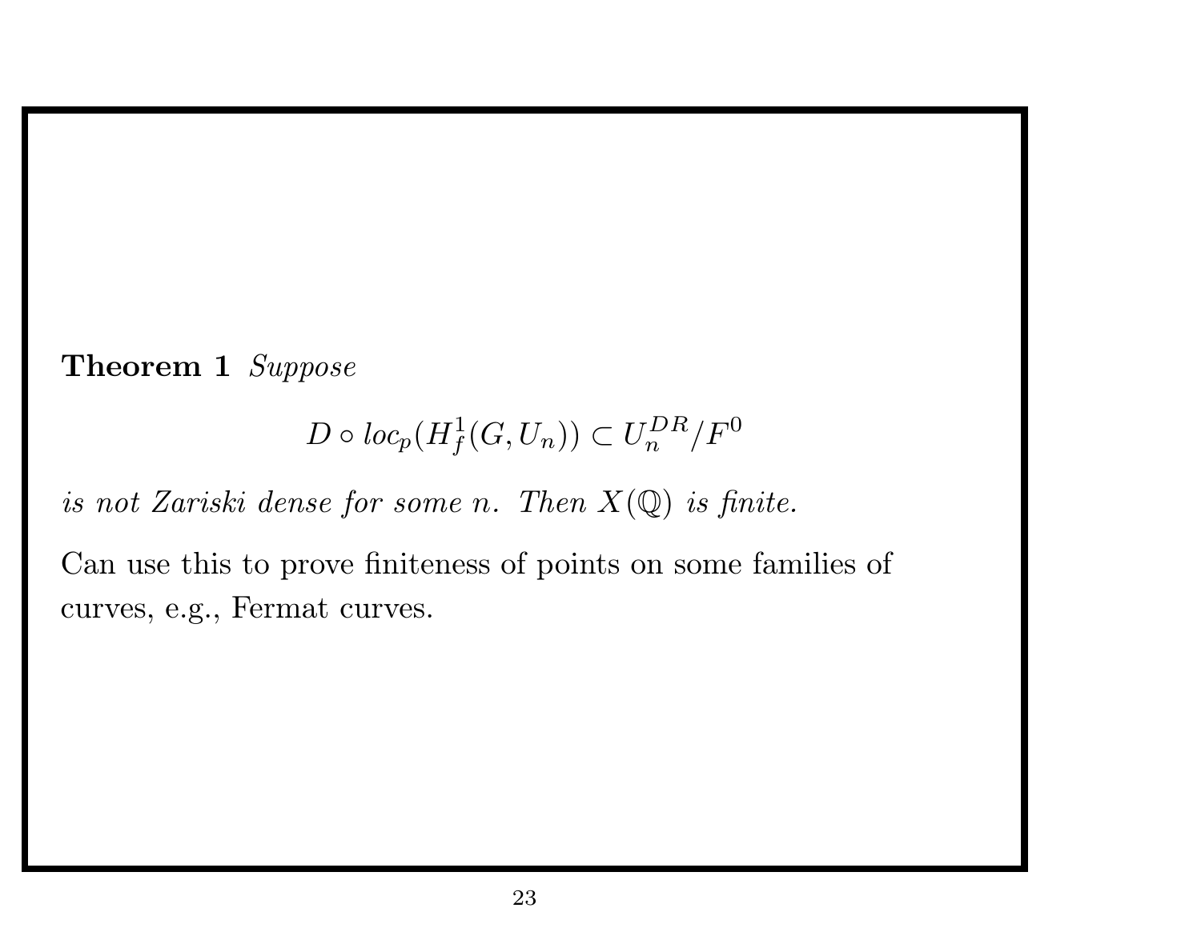**Theorem 1** *Suppose*

$$D \circ loc_p(H^1_f(G, U_n)) \subset U_n^{DR}/F^0$$

*is not Zariski dense for some $n$. Then $X(\mathbb{Q})$ is finite.*

Can use this to prove finiteness of points on some families of curves, e.g., Fermat curves.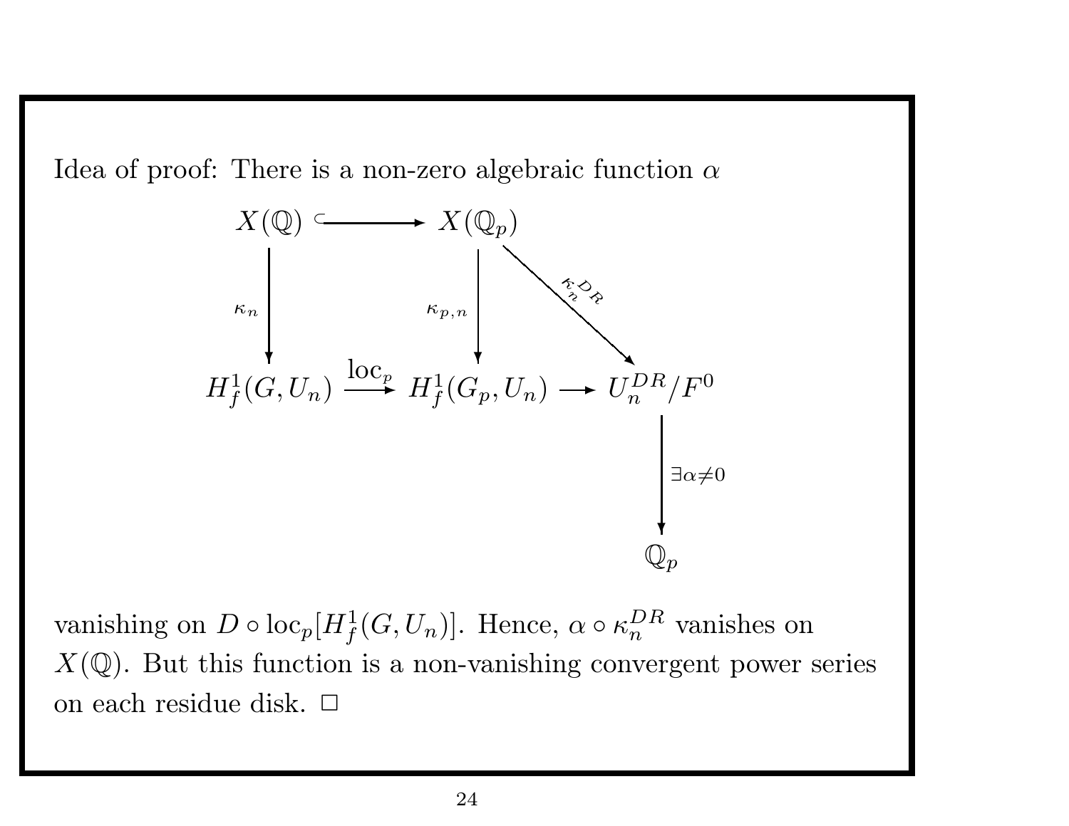Idea of proof: There is a non-zero algebraic function $\alpha$

$$
\begin{array}{ccccc}
X(\mathbb{Q}) & \hookrightarrow & X(\mathbb{Q}_p) & & \\
\downarrow \kappa_n & & \downarrow \kappa_{p,n} & \searrow \kappa_n^{DR} & \\
H^1_f(G, U_n) & \xrightarrow{\mathrm{loc}_p} & H^1_f(G_p, U_n) & \longrightarrow & U_n^{DR}/F^0 \\
& & & & \downarrow \exists \alpha \neq 0 \\
& & & & \mathbb{Q}_p
\end{array}
$$

vanishing on $D \circ \mathrm{loc}_p[H^1_f(G, U_n)]$. Hence, $\alpha \circ \kappa_n^{DR}$ vanishes on $X(\mathbb{Q})$. But this function is a non-vanishing convergent power series on each residue disk. $\square$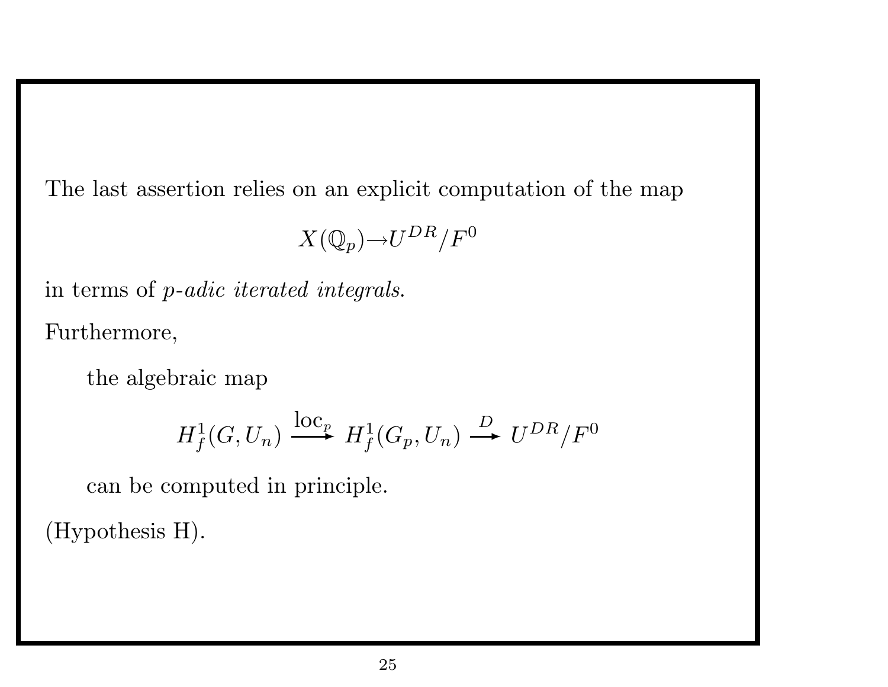The last assertion relies on an explicit computation of the map

$$X(\mathbb{Q}_p) \rightarrow U^{DR}/F^0$$

in terms of *p-adic iterated integrals*.

Furthermore,

> the algebraic map
>
> $$H^1_f(G, U_n) \xrightarrow{\text{loc}_p} H^1_f(G_p, U_n) \xrightarrow{D} U^{DR}/F^0$$
>
> can be computed in principle.

(Hypothesis H).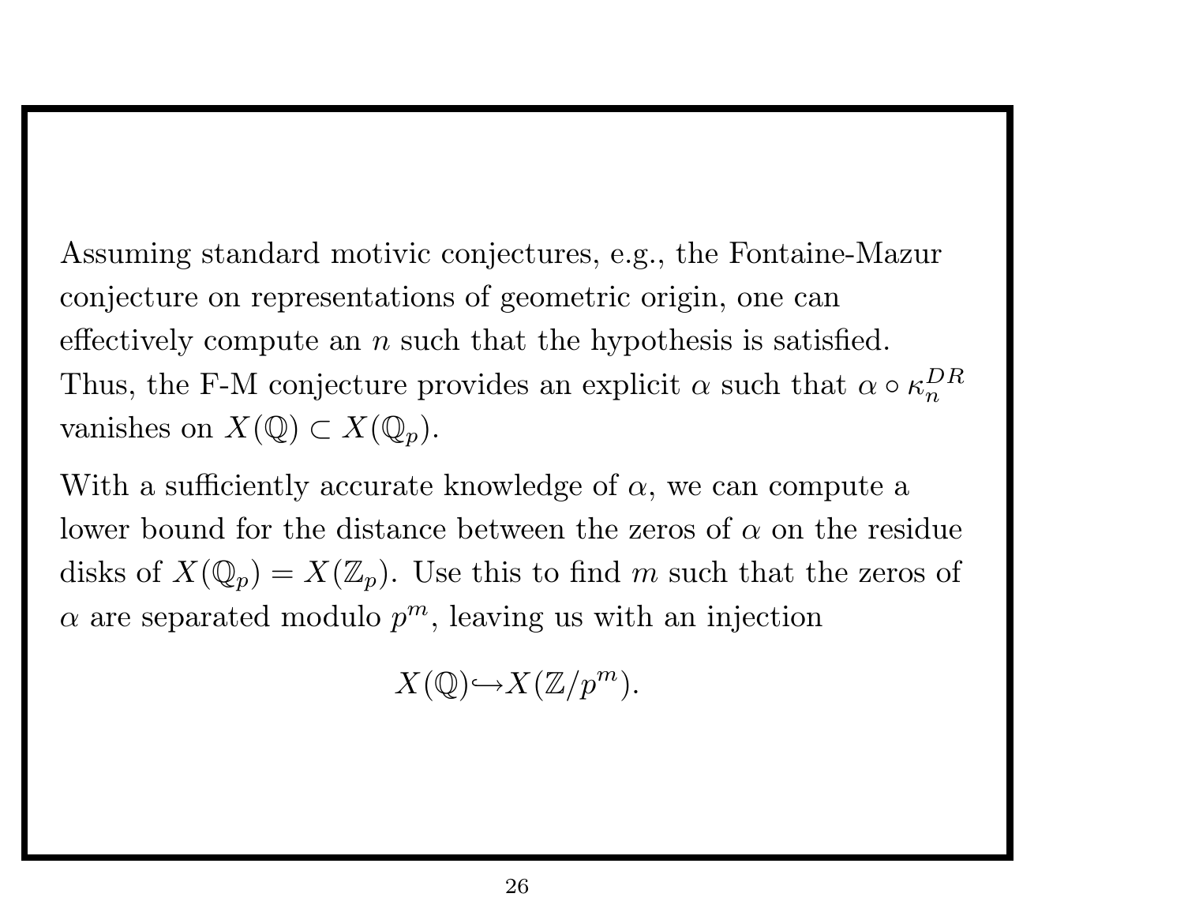Assuming standard motivic conjectures, e.g., the Fontaine-Mazur conjecture on representations of geometric origin, one can effectively compute an $n$ such that the hypothesis is satisfied. Thus, the F-M conjecture provides an explicit $\alpha$ such that $\alpha \circ \kappa_n^{DR}$ vanishes on $X(\mathbb{Q}) \subset X(\mathbb{Q}_p)$.

With a sufficiently accurate knowledge of $\alpha$, we can compute a lower bound for the distance between the zeros of $\alpha$ on the residue disks of $X(\mathbb{Q}_p) = X(\mathbb{Z}_p)$. Use this to find $m$ such that the zeros of $\alpha$ are separated modulo $p^m$, leaving us with an injection

$$X(\mathbb{Q}) \hookrightarrow X(\mathbb{Z}/p^m).$$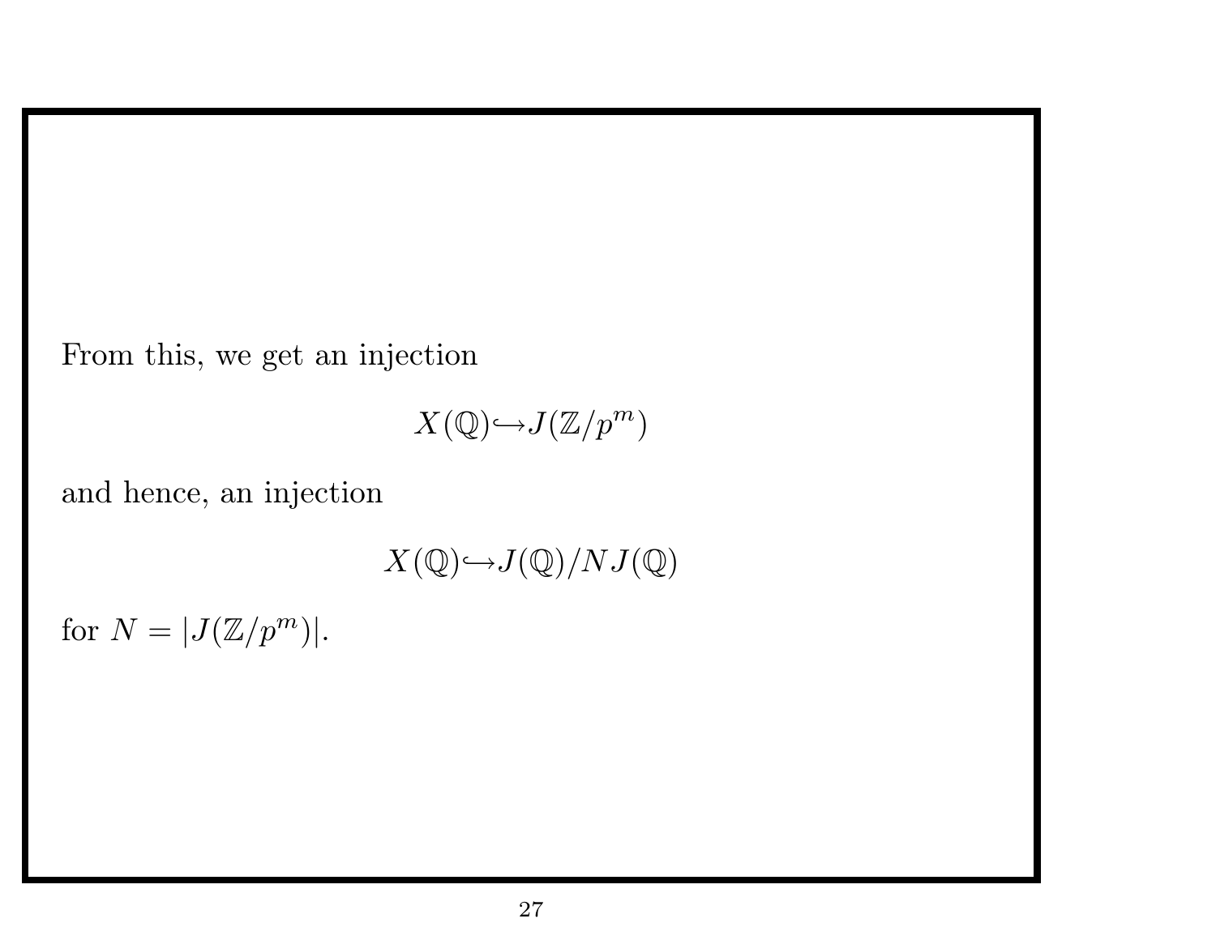From this, we get an injection

$$X(\mathbb{Q}) \hookrightarrow J(\mathbb{Z}/p^m)$$

and hence, an injection

$$X(\mathbb{Q}) \hookrightarrow J(\mathbb{Q})/NJ(\mathbb{Q})$$

for $N = |J(\mathbb{Z}/p^m)|$.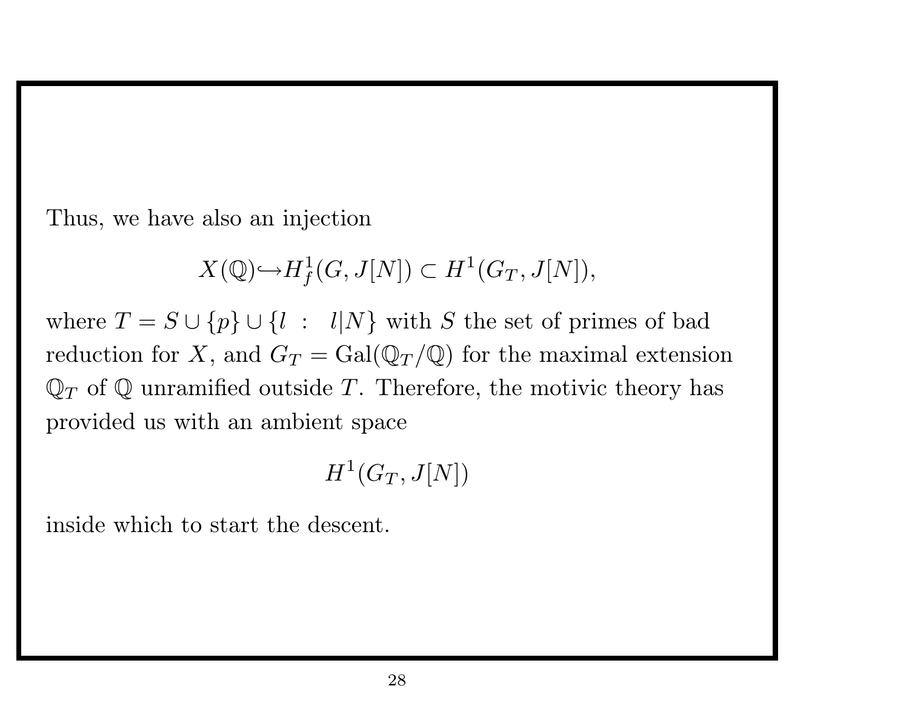Thus, we have also an injection

$$X(\mathbb{Q}) \hookrightarrow H^1_f(G, J[N]) \subset H^1(G_T, J[N]),$$

where $T = S \cup \{p\} \cup \{l \ : \ \ l|N\}$ with $S$ the set of primes of bad reduction for $X$, and $G_T = \mathrm{Gal}(\mathbb{Q}_T/\mathbb{Q})$ for the maximal extension $\mathbb{Q}_T$ of $\mathbb{Q}$ unramified outside $T$. Therefore, the motivic theory has provided us with an ambient space

$$H^1(G_T, J[N])$$

inside which to start the descent.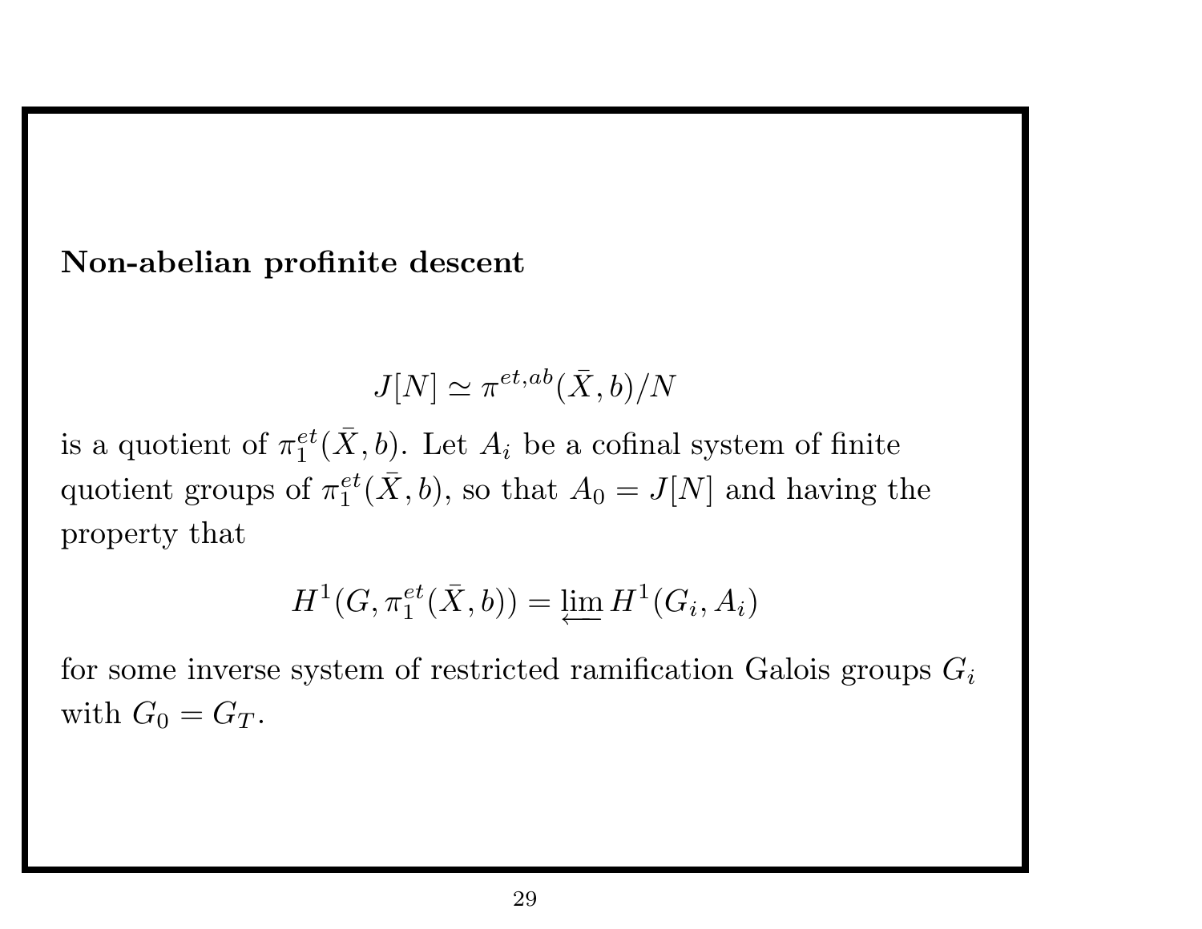**Non-abelian profinite descent**

$$J[N] \simeq \pi^{et,ab}(\bar{X}, b)/N$$

is a quotient of $\pi_1^{et}(\bar{X}, b)$. Let $A_i$ be a cofinal system of finite quotient groups of $\pi_1^{et}(\bar{X}, b)$, so that $A_0 = J[N]$ and having the property that

$$H^1(G, \pi_1^{et}(\bar{X}, b)) = \varprojlim H^1(G_i, A_i)$$

for some inverse system of restricted ramification Galois groups $G_i$ with $G_0 = G_T$.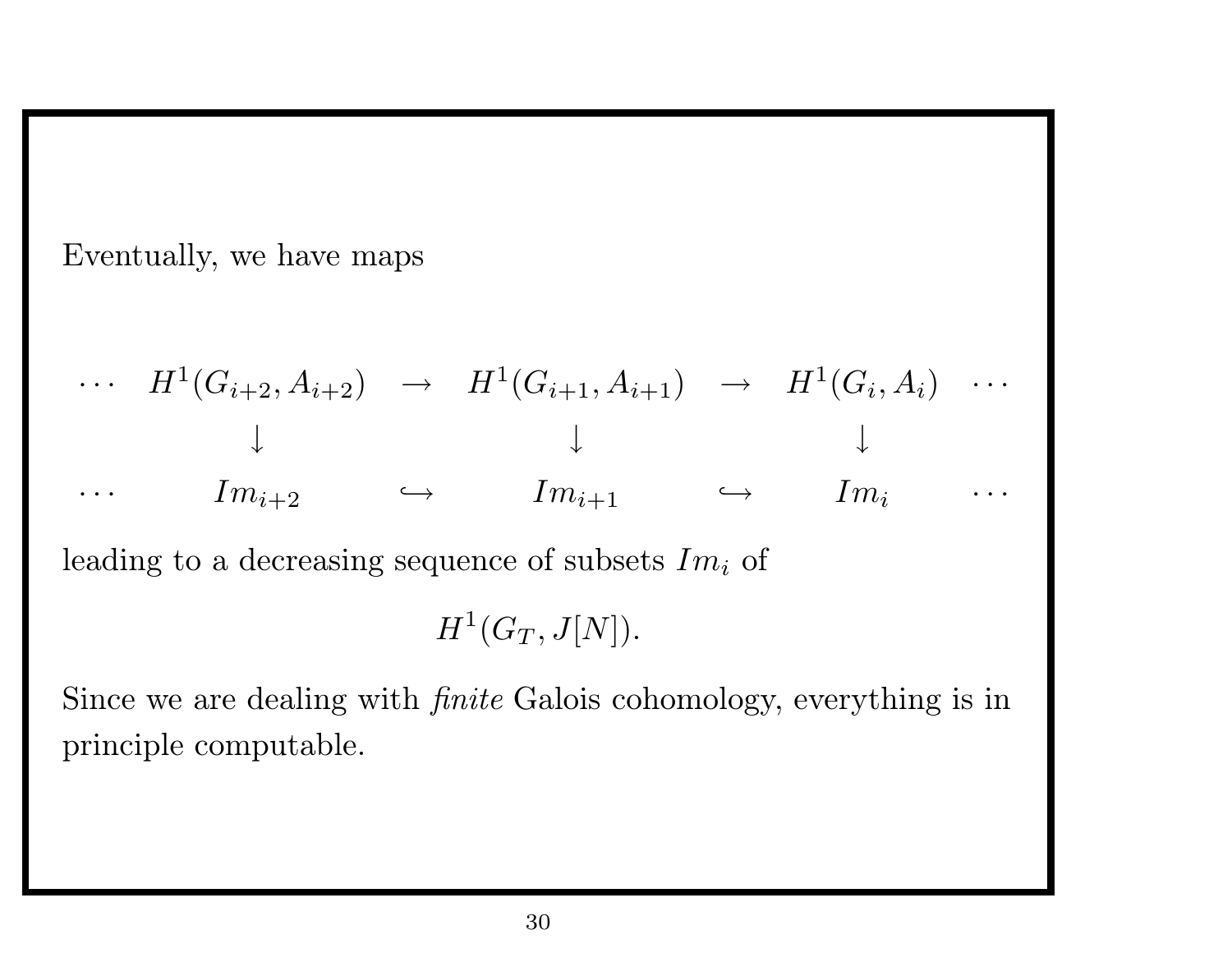Eventually, we have maps

$$
\begin{array}{ccccccc}
\cdots & H^1(G_{i+2}, A_{i+2}) & \to & H^1(G_{i+1}, A_{i+1}) & \to & H^1(G_i, A_i) & \cdots \\
& \downarrow & & \downarrow & & \downarrow & \\
\cdots & Im_{i+2} & \hookrightarrow & Im_{i+1} & \hookrightarrow & Im_i & \cdots
\end{array}
$$

leading to a decreasing sequence of subsets $Im_i$ of

$$H^1(G_T, J[N]).$$

Since we are dealing with *finite* Galois cohomology, everything is in principle computable.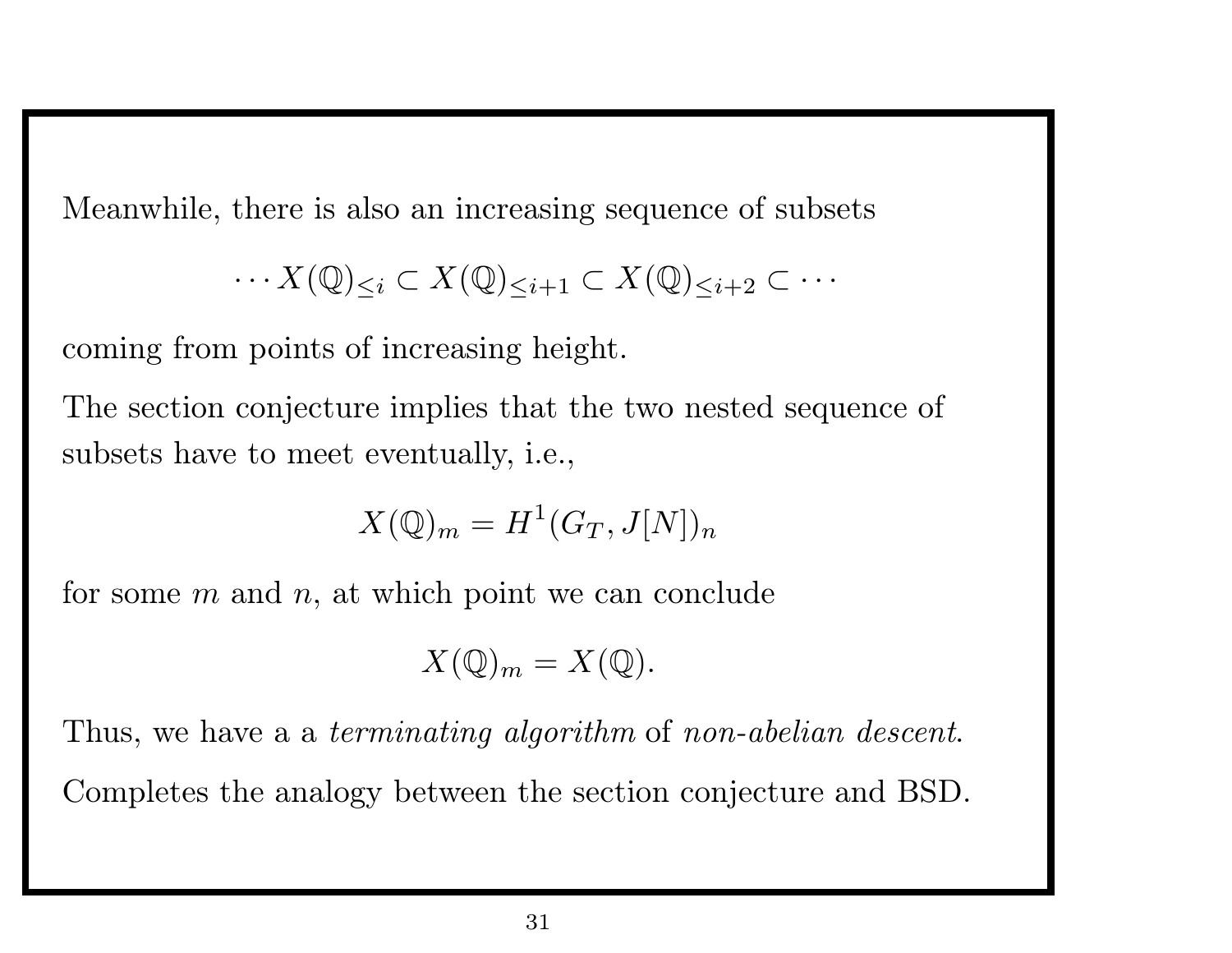Meanwhile, there is also an increasing sequence of subsets

$$\cdots X(\mathbb{Q})_{\leq i} \subset X(\mathbb{Q})_{\leq i+1} \subset X(\mathbb{Q})_{\leq i+2} \subset \cdots$$

coming from points of increasing height.

The section conjecture implies that the two nested sequence of subsets have to meet eventually, i.e.,

$$X(\mathbb{Q})_m = H^1(G_T, J[N])_n$$

for some $m$ and $n$, at which point we can conclude

$$X(\mathbb{Q})_m = X(\mathbb{Q}).$$

Thus, we have a a *terminating algorithm* of *non-abelian descent*.

Completes the analogy between the section conjecture and BSD.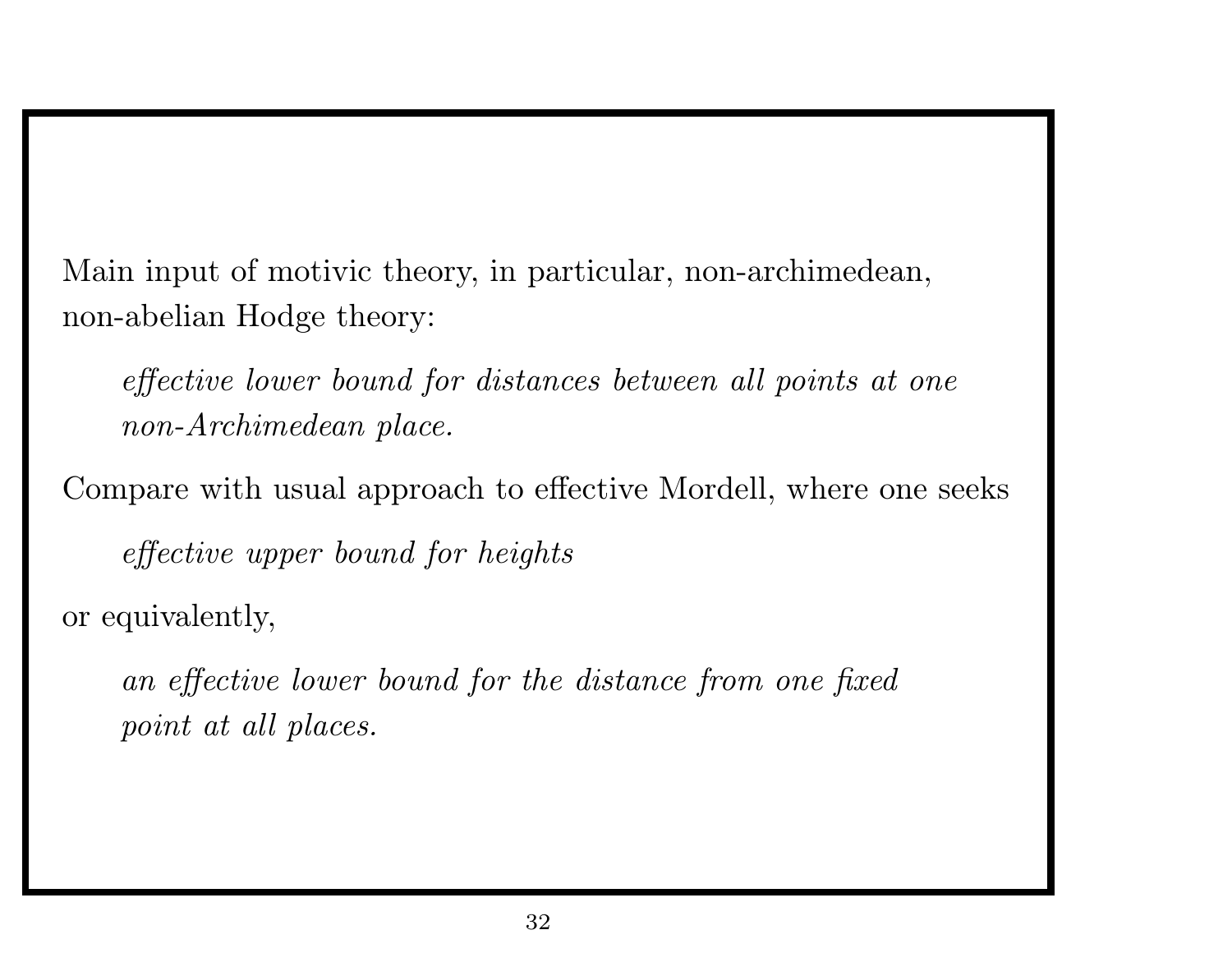Main input of motivic theory, in particular, non-archimedean, non-abelian Hodge theory:

> *effective lower bound for distances between all points at one non-Archimedean place.*

Compare with usual approach to effective Mordell, where one seeks

> *effective upper bound for heights*

or equivalently,

> *an effective lower bound for the distance from one fixed point at all places.*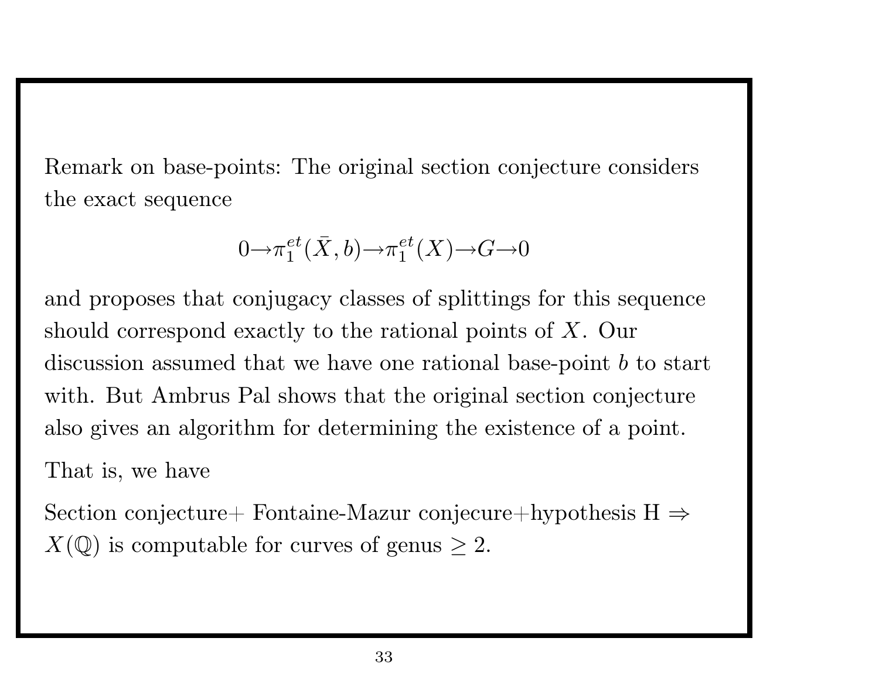Remark on base-points: The original section conjecture considers the exact sequence

$$0 \to \pi_1^{et}(\bar{X}, b) \to \pi_1^{et}(X) \to G \to 0$$

and proposes that conjugacy classes of splittings for this sequence should correspond exactly to the rational points of $X$. Our discussion assumed that we have one rational base-point $b$ to start with. But Ambrus Pal shows that the original section conjecture also gives an algorithm for determining the existence of a point.

That is, we have

Section conjecture+ Fontaine-Mazur conjecure+hypothesis H $\Rightarrow$ $X(\mathbb{Q})$ is computable for curves of genus $\geq 2$.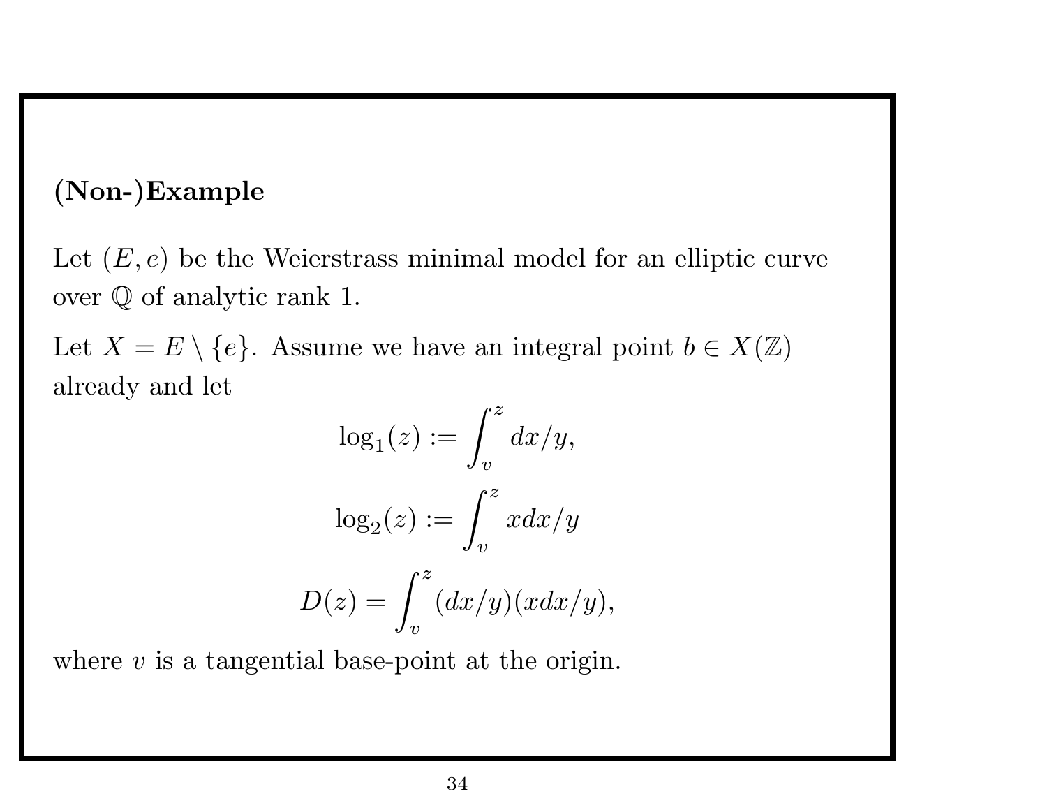**(Non-)Example**

Let $(E, e)$ be the Weierstrass minimal model for an elliptic curve over $\mathbb{Q}$ of analytic rank 1.

Let $X = E \setminus \{e\}$. Assume we have an integral point $b \in X(\mathbb{Z})$ already and let

$$\log_1(z) := \int_v^z dx/y,$$

$$\log_2(z) := \int_v^z x dx/y$$

$$D(z) = \int_v^z (dx/y)(xdx/y),$$

where $v$ is a tangential base-point at the origin.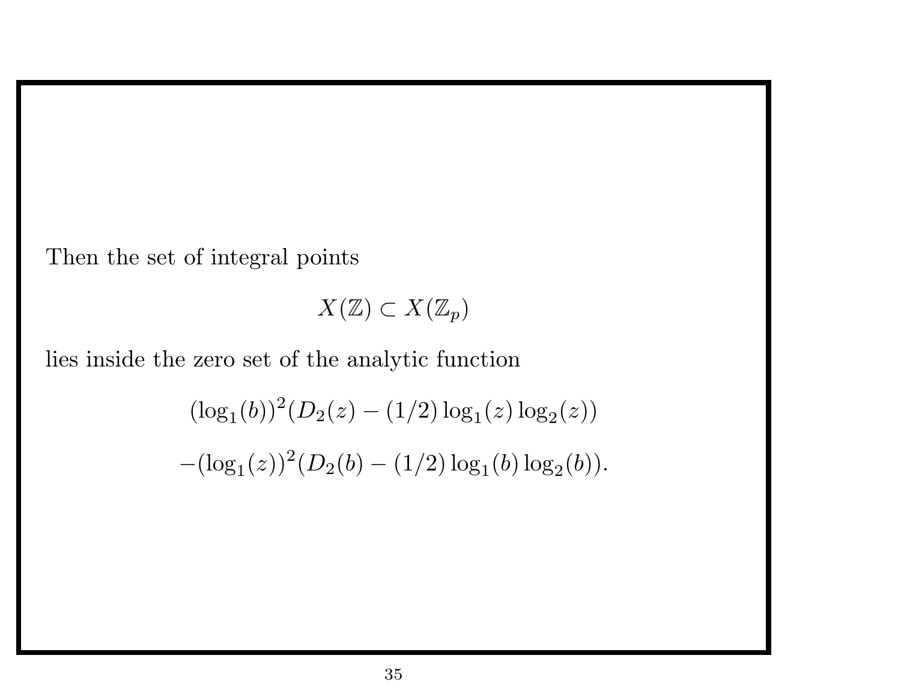Then the set of integral points

$$X(\mathbb{Z}) \subset X(\mathbb{Z}_p)$$

lies inside the zero set of the analytic function

$$(\log_1(b))^2(D_2(z) - (1/2)\log_1(z)\log_2(z))$$

$$-(\log_1(z))^2(D_2(b) - (1/2)\log_1(b)\log_2(b)).$$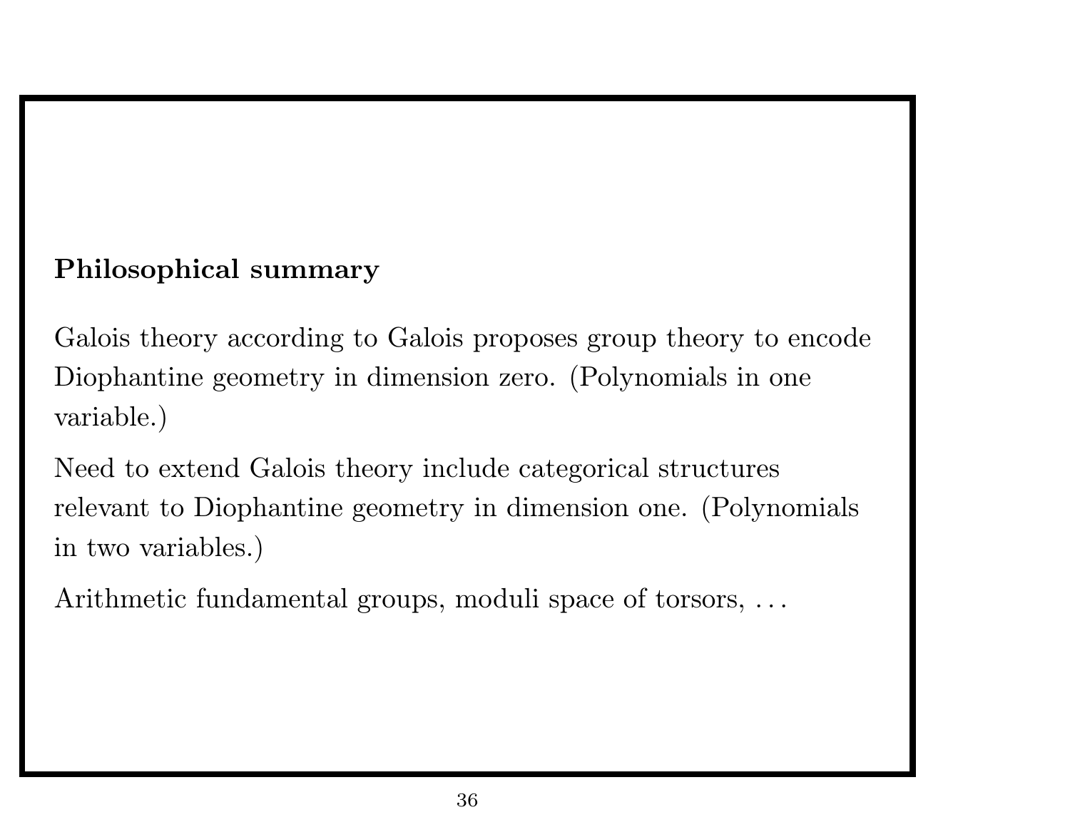**Philosophical summary**

Galois theory according to Galois proposes group theory to encode Diophantine geometry in dimension zero. (Polynomials in one variable.)

Need to extend Galois theory include categorical structures relevant to Diophantine geometry in dimension one. (Polynomials in two variables.)

Arithmetic fundamental groups, moduli space of torsors, ...